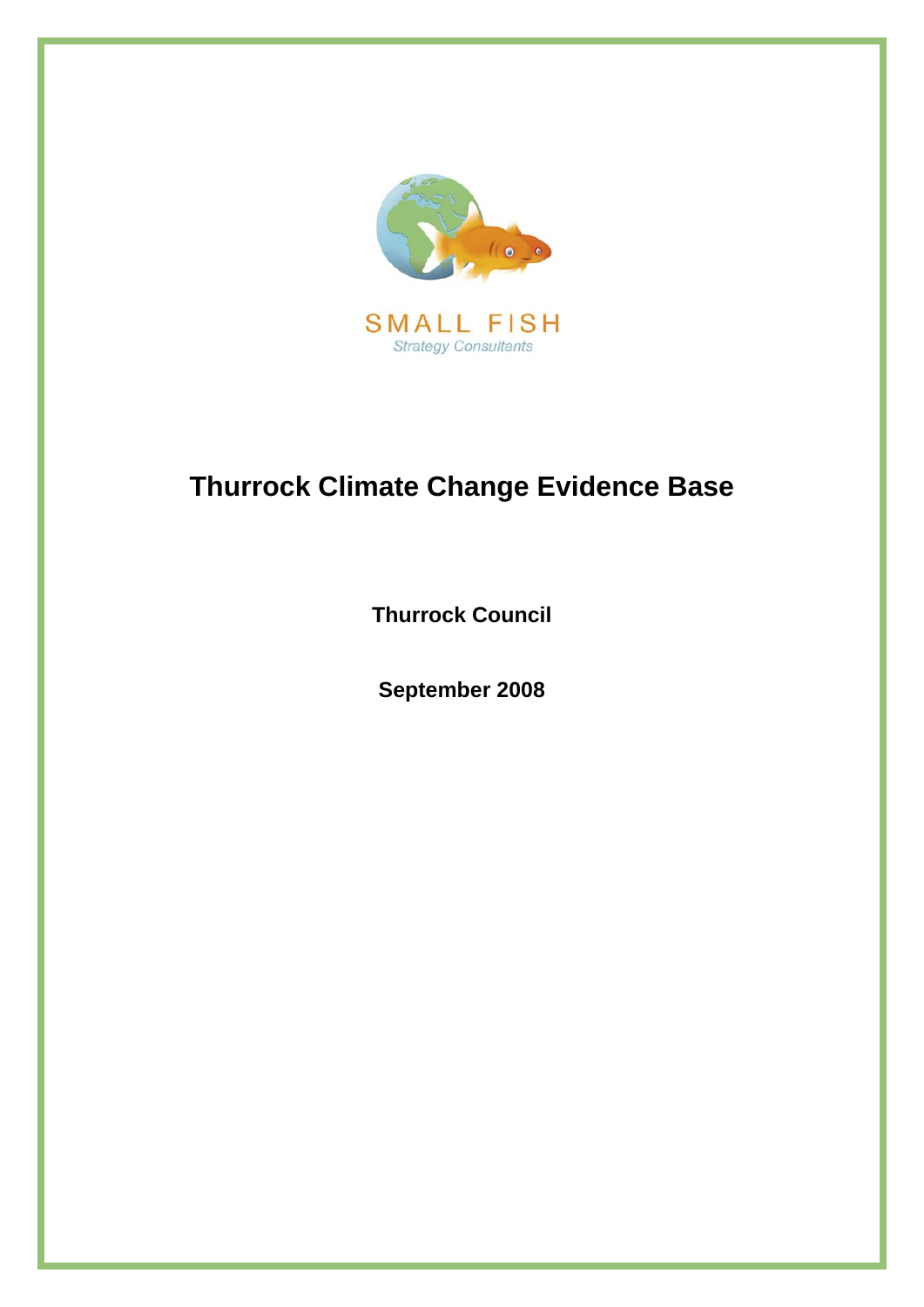SMALL FISH

*Strategy Consultants*

# Thurrock Climate Change Evidence Base

**Thurrock Council**

**September 2008**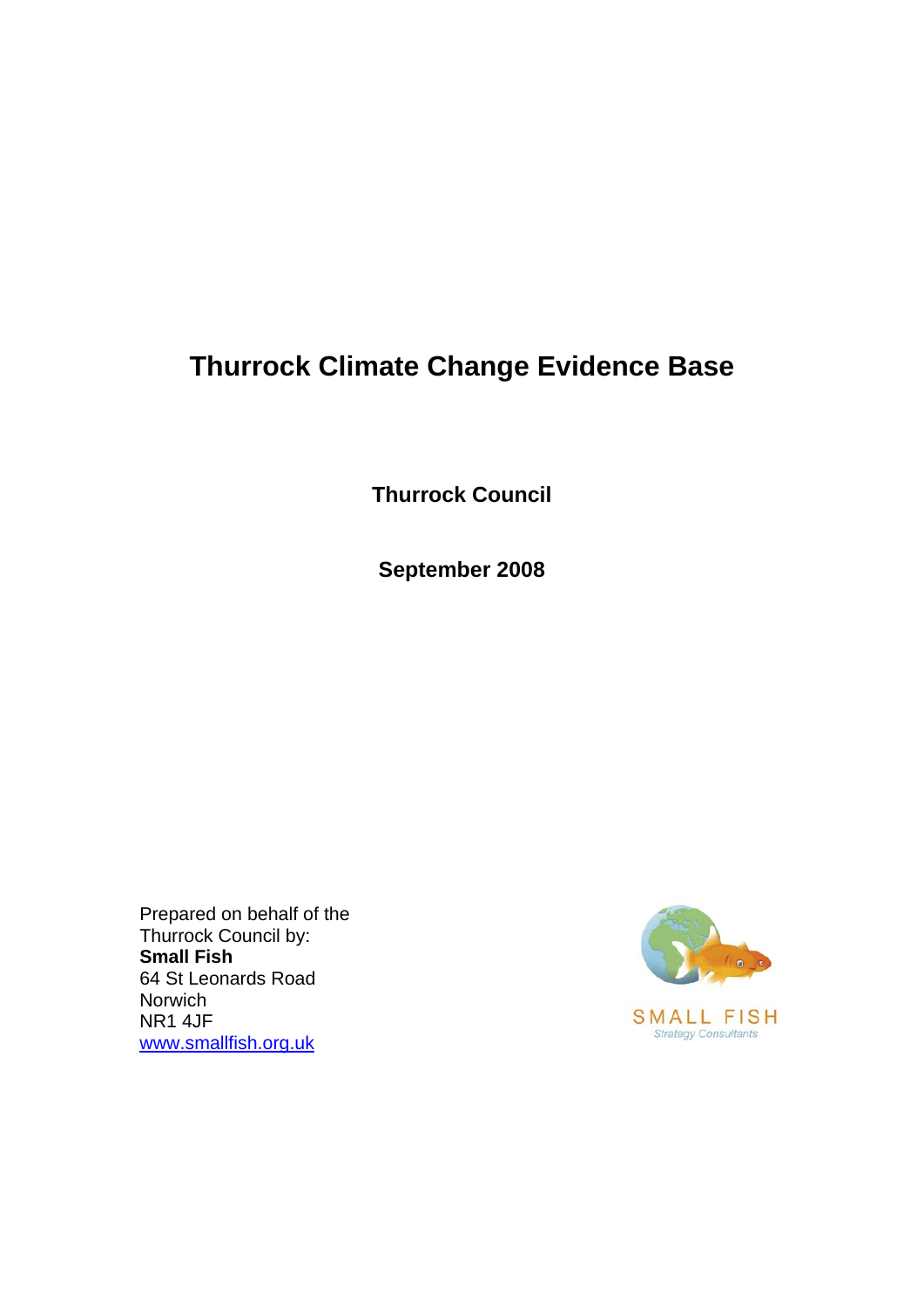# Thurrock Climate Change Evidence Base

**Thurrock Council**

**September 2008**

Prepared on behalf of the Thurrock Council by:
**Small Fish**
64 St Leonards Road
Norwich
NR1 4JF
www.smallfish.org.uk

SMALL FISH
Strategy Consultants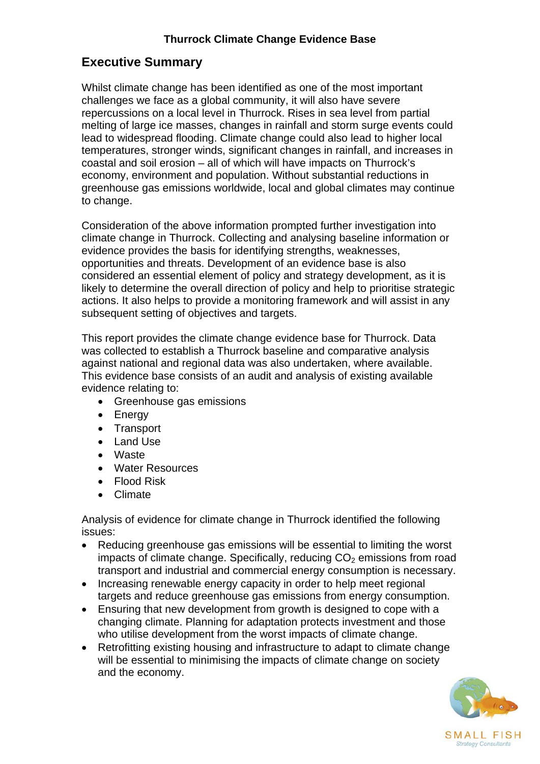Thurrock Climate Change Evidence Base

## Executive Summary

Whilst climate change has been identified as one of the most important challenges we face as a global community, it will also have severe repercussions on a local level in Thurrock. Rises in sea level from partial melting of large ice masses, changes in rainfall and storm surge events could lead to widespread flooding. Climate change could also lead to higher local temperatures, stronger winds, significant changes in rainfall, and increases in coastal and soil erosion – all of which will have impacts on Thurrock's economy, environment and population. Without substantial reductions in greenhouse gas emissions worldwide, local and global climates may continue to change.

Consideration of the above information prompted further investigation into climate change in Thurrock. Collecting and analysing baseline information or evidence provides the basis for identifying strengths, weaknesses, opportunities and threats. Development of an evidence base is also considered an essential element of policy and strategy development, as it is likely to determine the overall direction of policy and help to prioritise strategic actions. It also helps to provide a monitoring framework and will assist in any subsequent setting of objectives and targets.

This report provides the climate change evidence base for Thurrock. Data was collected to establish a Thurrock baseline and comparative analysis against national and regional data was also undertaken, where available. This evidence base consists of an audit and analysis of existing available evidence relating to:

- Greenhouse gas emissions
- Energy
- Transport
- Land Use
- Waste
- Water Resources
- Flood Risk
- Climate

Analysis of evidence for climate change in Thurrock identified the following issues:

- Reducing greenhouse gas emissions will be essential to limiting the worst impacts of climate change. Specifically, reducing $CO_2$ emissions from road transport and industrial and commercial energy consumption is necessary.
- Increasing renewable energy capacity in order to help meet regional targets and reduce greenhouse gas emissions from energy consumption.
- Ensuring that new development from growth is designed to cope with a changing climate. Planning for adaptation protects investment and those who utilise development from the worst impacts of climate change.
- Retrofitting existing housing and infrastructure to adapt to climate change will be essential to minimising the impacts of climate change on society and the economy.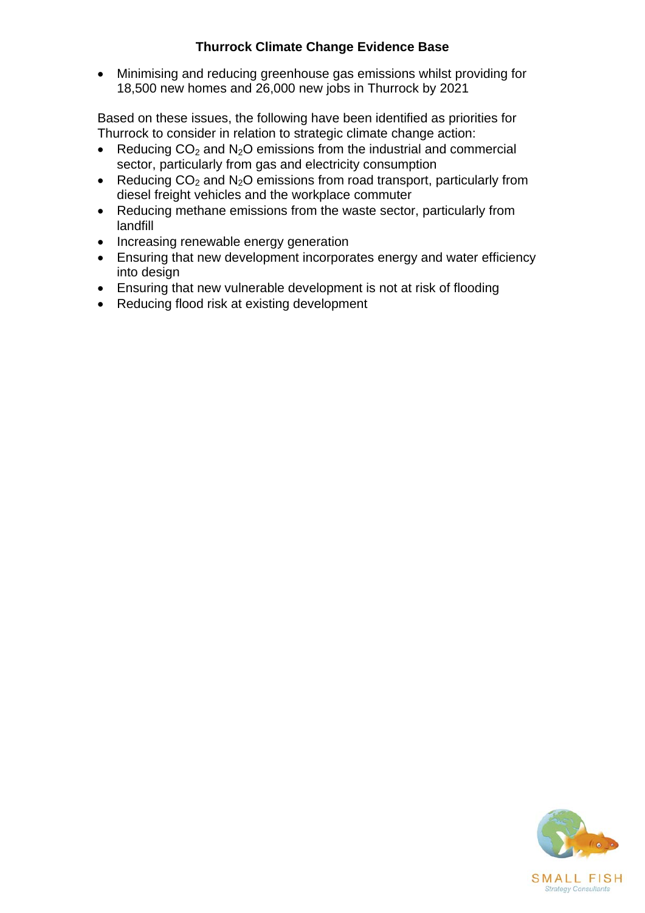- Minimising and reducing greenhouse gas emissions whilst providing for 18,500 new homes and 26,000 new jobs in Thurrock by 2021

Based on these issues, the following have been identified as priorities for Thurrock to consider in relation to strategic climate change action:

- Reducing $CO_2$ and $N_2O$ emissions from the industrial and commercial sector, particularly from gas and electricity consumption
- Reducing $CO_2$ and $N_2O$ emissions from road transport, particularly from diesel freight vehicles and the workplace commuter
- Reducing methane emissions from the waste sector, particularly from landfill
- Increasing renewable energy generation
- Ensuring that new development incorporates energy and water efficiency into design
- Ensuring that new vulnerable development is not at risk of flooding
- Reducing flood risk at existing development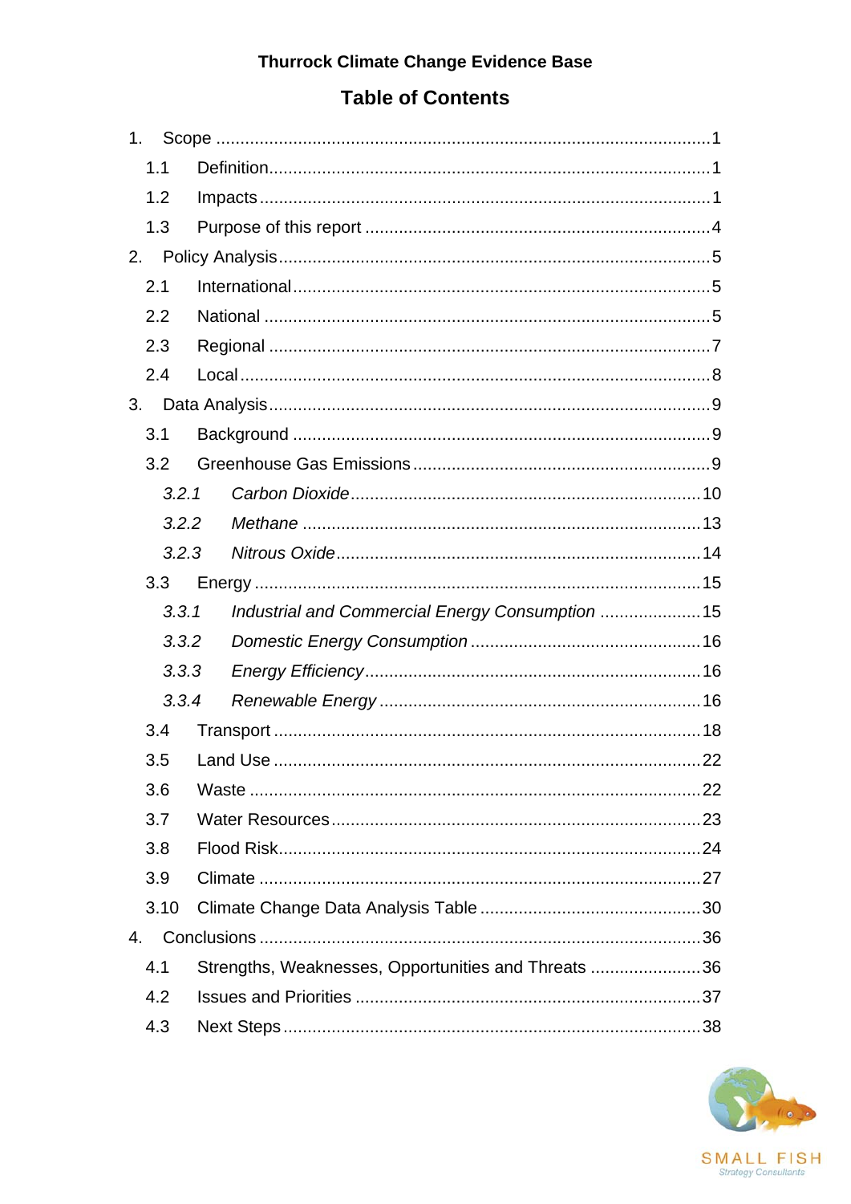Thurrock Climate Change Evidence Base

# Table of Contents

1. Scope ....................................................................................................1
   - 1.1 Definition............................................................................................1
   - 1.2 Impacts ..............................................................................................1
   - 1.3 Purpose of this report .........................................................................4
2. Policy Analysis..........................................................................................5
   - 2.1 International........................................................................................5
   - 2.2 National .............................................................................................5
   - 2.3 Regional ............................................................................................7
   - 2.4 Local...................................................................................................8
3. Data Analysis.............................................................................................9
   - 3.1 Background ........................................................................................9
   - 3.2 Greenhouse Gas Emissions ...............................................................9
     - *3.2.1 Carbon Dioxide* .........................................................................10
     - *3.2.2 Methane* ...................................................................................13
     - *3.2.3 Nitrous Oxide*............................................................................14
   - 3.3 Energy ..............................................................................................15
     - *3.3.1 Industrial and Commercial Energy Consumption* .....................15
     - *3.3.2 Domestic Energy Consumption* ................................................16
     - *3.3.3 Energy Efficiency*......................................................................16
     - *3.3.4 Renewable Energy* ...................................................................16
   - 3.4 Transport ..........................................................................................18
   - 3.5 Land Use ..........................................................................................22
   - 3.6 Waste ...............................................................................................22
   - 3.7 Water Resources..............................................................................23
   - 3.8 Flood Risk.........................................................................................24
   - 3.9 Climate .............................................................................................27
   - 3.10 Climate Change Data Analysis Table ..............................................30
4. Conclusions ............................................................................................36
   - 4.1 Strengths, Weaknesses, Opportunities and Threats .......................36
   - 4.2 Issues and Priorities ........................................................................37
   - 4.3 Next Steps .......................................................................................38

SMALL FISH
Strategy Consultants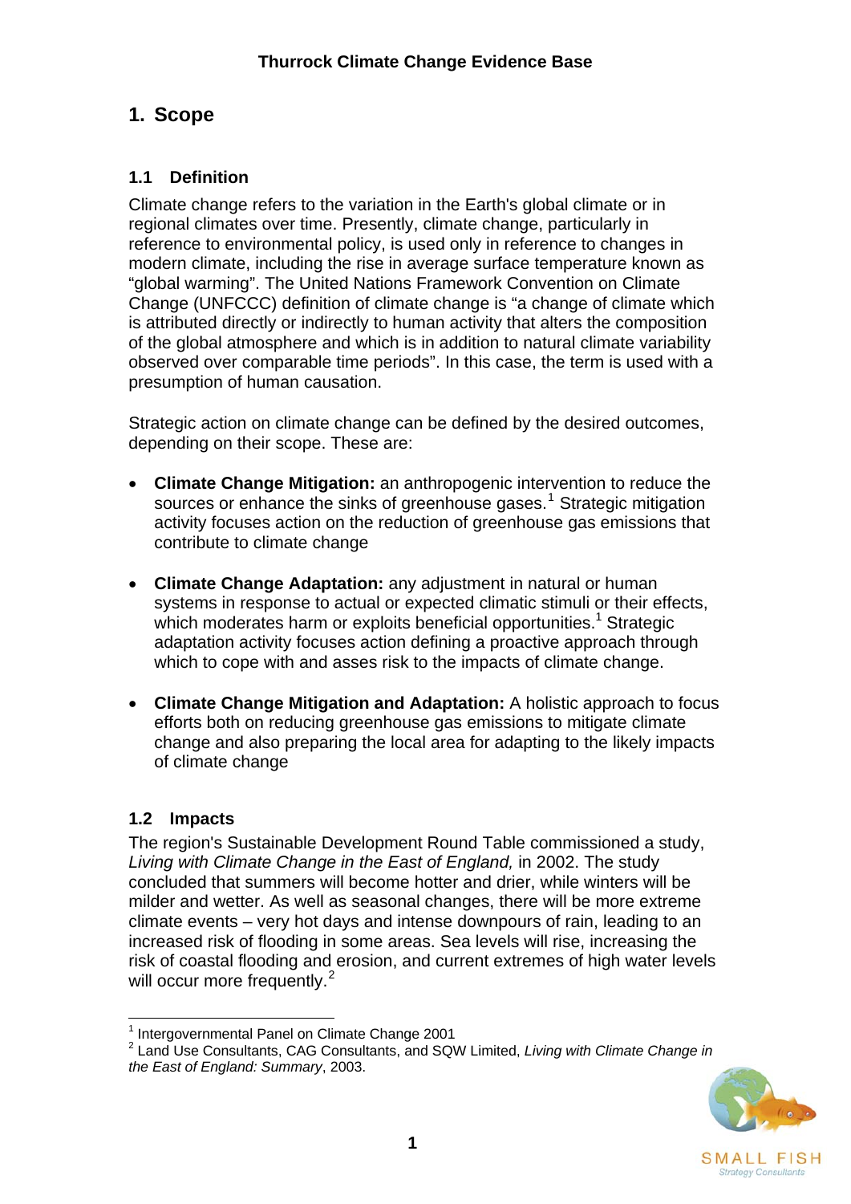# 1. Scope

## 1.1 Definition

Climate change refers to the variation in the Earth's global climate or in regional climates over time. Presently, climate change, particularly in reference to environmental policy, is used only in reference to changes in modern climate, including the rise in average surface temperature known as "global warming". The United Nations Framework Convention on Climate Change (UNFCCC) definition of climate change is "a change of climate which is attributed directly or indirectly to human activity that alters the composition of the global atmosphere and which is in addition to natural climate variability observed over comparable time periods". In this case, the term is used with a presumption of human causation.

Strategic action on climate change can be defined by the desired outcomes, depending on their scope. These are:

- **Climate Change Mitigation:** an anthropogenic intervention to reduce the sources or enhance the sinks of greenhouse gases.[1] Strategic mitigation activity focuses action on the reduction of greenhouse gas emissions that contribute to climate change

- **Climate Change Adaptation:** any adjustment in natural or human systems in response to actual or expected climatic stimuli or their effects, which moderates harm or exploits beneficial opportunities.[1] Strategic adaptation activity focuses action defining a proactive approach through which to cope with and asses risk to the impacts of climate change.

- **Climate Change Mitigation and Adaptation:** A holistic approach to focus efforts both on reducing greenhouse gas emissions to mitigate climate change and also preparing the local area for adapting to the likely impacts of climate change

## 1.2 Impacts

The region's Sustainable Development Round Table commissioned a study, *Living with Climate Change in the East of England,* in 2002. The study concluded that summers will become hotter and drier, while winters will be milder and wetter. As well as seasonal changes, there will be more extreme climate events – very hot days and intense downpours of rain, leading to an increased risk of flooding in some areas. Sea levels will rise, increasing the risk of coastal flooding and erosion, and current extremes of high water levels will occur more frequently.[2]

[1] Intergovernmental Panel on Climate Change 2001
[2] Land Use Consultants, CAG Consultants, and SQW Limited, *Living with Climate Change in the East of England: Summary*, 2003.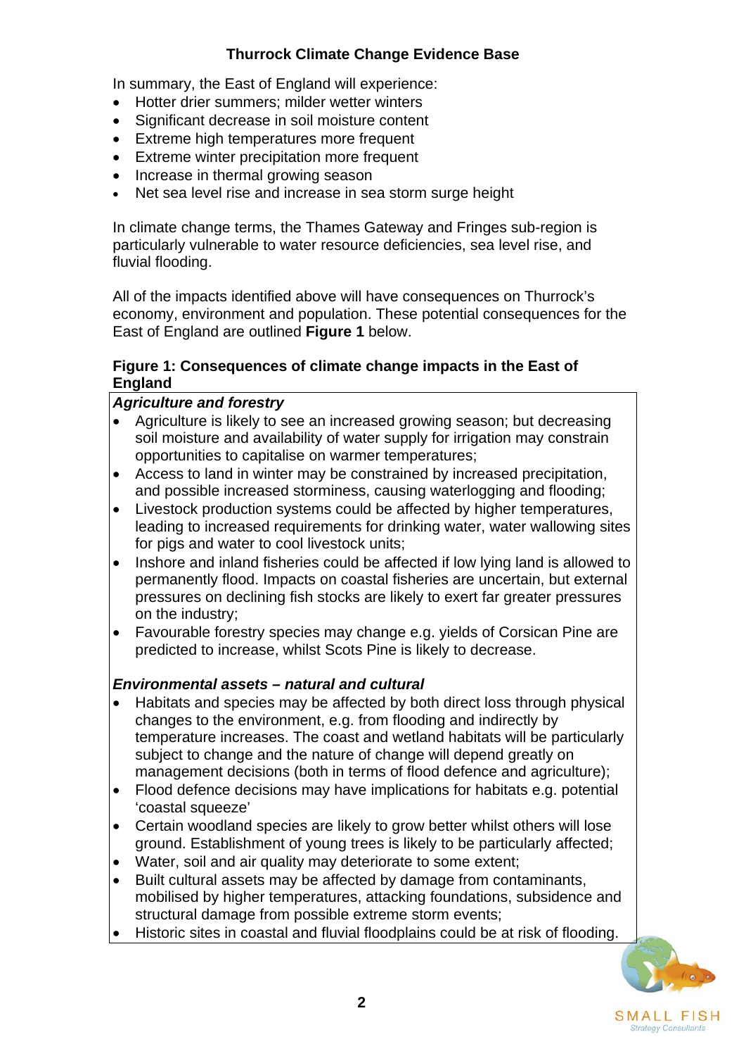In summary, the East of England will experience:

- Hotter drier summers; milder wetter winters
- Significant decrease in soil moisture content
- Extreme high temperatures more frequent
- Extreme winter precipitation more frequent
- Increase in thermal growing season
- Net sea level rise and increase in sea storm surge height

In climate change terms, the Thames Gateway and Fringes sub-region is particularly vulnerable to water resource deficiencies, sea level rise, and fluvial flooding.

All of the impacts identified above will have consequences on Thurrock's economy, environment and population. These potential consequences for the East of England are outlined **Figure 1** below.

**Figure 1: Consequences of climate change impacts in the East of England**

***Agriculture and forestry***

- Agriculture is likely to see an increased growing season; but decreasing soil moisture and availability of water supply for irrigation may constrain opportunities to capitalise on warmer temperatures;
- Access to land in winter may be constrained by increased precipitation, and possible increased storminess, causing waterlogging and flooding;
- Livestock production systems could be affected by higher temperatures, leading to increased requirements for drinking water, water wallowing sites for pigs and water to cool livestock units;
- Inshore and inland fisheries could be affected if low lying land is allowed to permanently flood. Impacts on coastal fisheries are uncertain, but external pressures on declining fish stocks are likely to exert far greater pressures on the industry;
- Favourable forestry species may change e.g. yields of Corsican Pine are predicted to increase, whilst Scots Pine is likely to decrease.

***Environmental assets – natural and cultural***

- Habitats and species may be affected by both direct loss through physical changes to the environment, e.g. from flooding and indirectly by temperature increases. The coast and wetland habitats will be particularly subject to change and the nature of change will depend greatly on management decisions (both in terms of flood defence and agriculture);
- Flood defence decisions may have implications for habitats e.g. potential 'coastal squeeze'
- Certain woodland species are likely to grow better whilst others will lose ground. Establishment of young trees is likely to be particularly affected;
- Water, soil and air quality may deteriorate to some extent;
- Built cultural assets may be affected by damage from contaminants, mobilised by higher temperatures, attacking foundations, subsidence and structural damage from possible extreme storm events;
- Historic sites in coastal and fluvial floodplains could be at risk of flooding.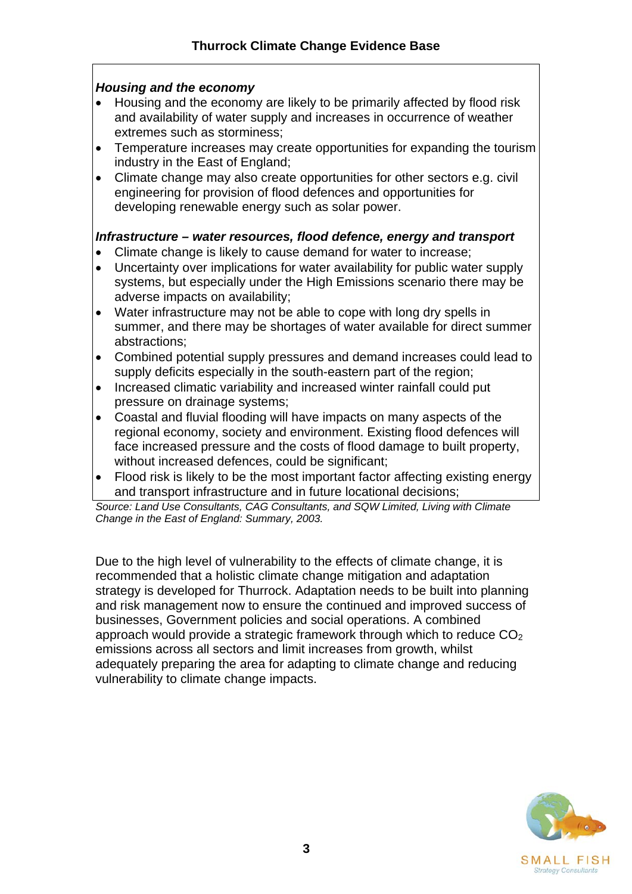***Housing and the economy***

- Housing and the economy are likely to be primarily affected by flood risk and availability of water supply and increases in occurrence of weather extremes such as storminess;
- Temperature increases may create opportunities for expanding the tourism industry in the East of England;
- Climate change may also create opportunities for other sectors e.g. civil engineering for provision of flood defences and opportunities for developing renewable energy such as solar power.

***Infrastructure – water resources, flood defence, energy and transport***

- Climate change is likely to cause demand for water to increase;
- Uncertainty over implications for water availability for public water supply systems, but especially under the High Emissions scenario there may be adverse impacts on availability;
- Water infrastructure may not be able to cope with long dry spells in summer, and there may be shortages of water available for direct summer abstractions;
- Combined potential supply pressures and demand increases could lead to supply deficits especially in the south-eastern part of the region;
- Increased climatic variability and increased winter rainfall could put pressure on drainage systems;
- Coastal and fluvial flooding will have impacts on many aspects of the regional economy, society and environment. Existing flood defences will face increased pressure and the costs of flood damage to built property, without increased defences, could be significant;
- Flood risk is likely to be the most important factor affecting existing energy and transport infrastructure and in future locational decisions;

*Source: Land Use Consultants, CAG Consultants, and SQW Limited, Living with Climate Change in the East of England: Summary, 2003.*

Due to the high level of vulnerability to the effects of climate change, it is recommended that a holistic climate change mitigation and adaptation strategy is developed for Thurrock. Adaptation needs to be built into planning and risk management now to ensure the continued and improved success of businesses, Government policies and social operations. A combined approach would provide a strategic framework through which to reduce $CO_2$ emissions across all sectors and limit increases from growth, whilst adequately preparing the area for adapting to climate change and reducing vulnerability to climate change impacts.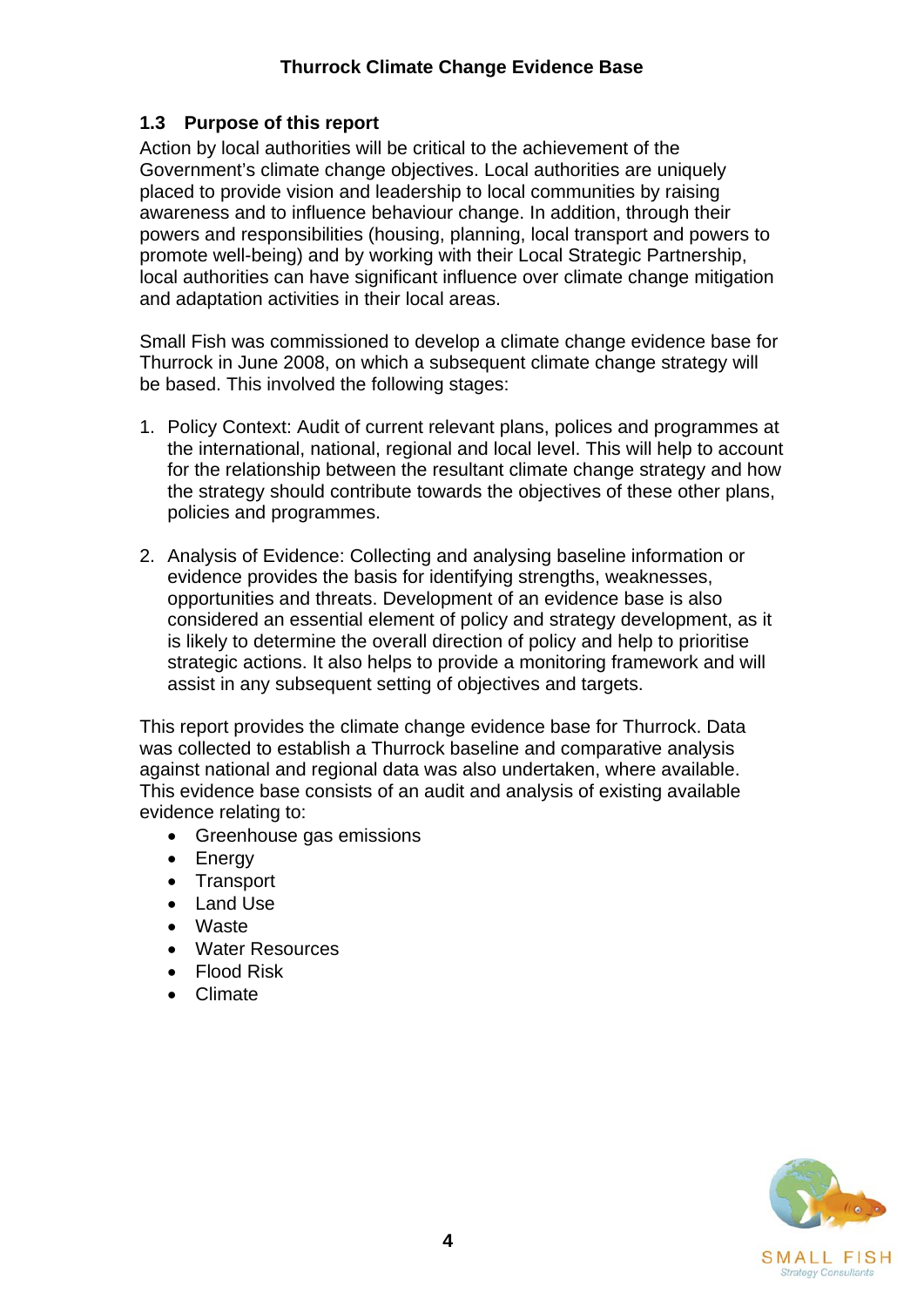## 1.3 Purpose of this report

Action by local authorities will be critical to the achievement of the Government's climate change objectives. Local authorities are uniquely placed to provide vision and leadership to local communities by raising awareness and to influence behaviour change. In addition, through their powers and responsibilities (housing, planning, local transport and powers to promote well-being) and by working with their Local Strategic Partnership, local authorities can have significant influence over climate change mitigation and adaptation activities in their local areas.

Small Fish was commissioned to develop a climate change evidence base for Thurrock in June 2008, on which a subsequent climate change strategy will be based. This involved the following stages:

1. Policy Context: Audit of current relevant plans, polices and programmes at the international, national, regional and local level. This will help to account for the relationship between the resultant climate change strategy and how the strategy should contribute towards the objectives of these other plans, policies and programmes.

2. Analysis of Evidence: Collecting and analysing baseline information or evidence provides the basis for identifying strengths, weaknesses, opportunities and threats. Development of an evidence base is also considered an essential element of policy and strategy development, as it is likely to determine the overall direction of policy and help to prioritise strategic actions. It also helps to provide a monitoring framework and will assist in any subsequent setting of objectives and targets.

This report provides the climate change evidence base for Thurrock. Data was collected to establish a Thurrock baseline and comparative analysis against national and regional data was also undertaken, where available. This evidence base consists of an audit and analysis of existing available evidence relating to:

- Greenhouse gas emissions
- Energy
- Transport
- Land Use
- Waste
- Water Resources
- Flood Risk
- Climate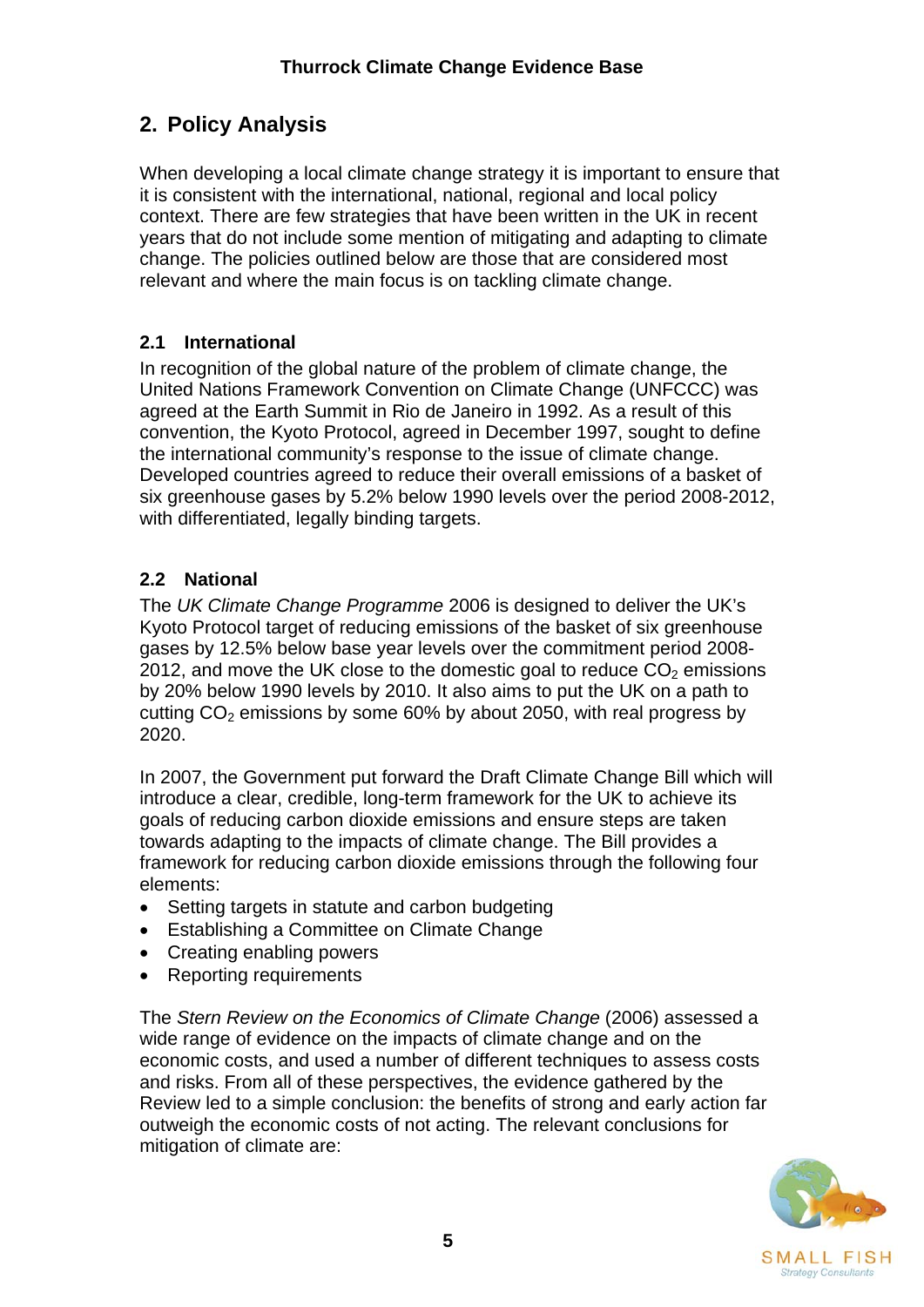## 2. Policy Analysis

When developing a local climate change strategy it is important to ensure that it is consistent with the international, national, regional and local policy context. There are few strategies that have been written in the UK in recent years that do not include some mention of mitigating and adapting to climate change. The policies outlined below are those that are considered most relevant and where the main focus is on tackling climate change.

### 2.1 International

In recognition of the global nature of the problem of climate change, the United Nations Framework Convention on Climate Change (UNFCCC) was agreed at the Earth Summit in Rio de Janeiro in 1992. As a result of this convention, the Kyoto Protocol, agreed in December 1997, sought to define the international community's response to the issue of climate change. Developed countries agreed to reduce their overall emissions of a basket of six greenhouse gases by 5.2% below 1990 levels over the period 2008-2012, with differentiated, legally binding targets.

### 2.2 National

The *UK Climate Change Programme* 2006 is designed to deliver the UK's Kyoto Protocol target of reducing emissions of the basket of six greenhouse gases by 12.5% below base year levels over the commitment period 2008-2012, and move the UK close to the domestic goal to reduce $CO_2$ emissions by 20% below 1990 levels by 2010. It also aims to put the UK on a path to cutting $CO_2$ emissions by some 60% by about 2050, with real progress by 2020.

In 2007, the Government put forward the Draft Climate Change Bill which will introduce a clear, credible, long-term framework for the UK to achieve its goals of reducing carbon dioxide emissions and ensure steps are taken towards adapting to the impacts of climate change. The Bill provides a framework for reducing carbon dioxide emissions through the following four elements:

- Setting targets in statute and carbon budgeting
- Establishing a Committee on Climate Change
- Creating enabling powers
- Reporting requirements

The *Stern Review on the Economics of Climate Change* (2006) assessed a wide range of evidence on the impacts of climate change and on the economic costs, and used a number of different techniques to assess costs and risks. From all of these perspectives, the evidence gathered by the Review led to a simple conclusion: the benefits of strong and early action far outweigh the economic costs of not acting. The relevant conclusions for mitigation of climate are: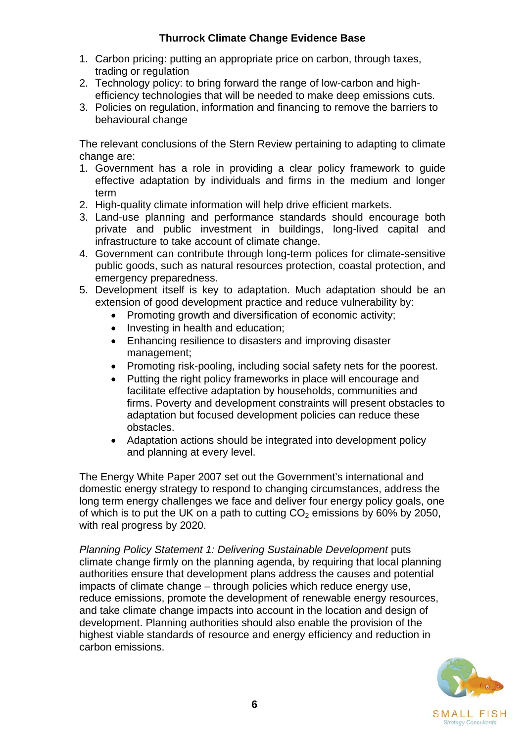1. Carbon pricing: putting an appropriate price on carbon, through taxes, trading or regulation
2. Technology policy: to bring forward the range of low-carbon and high-efficiency technologies that will be needed to make deep emissions cuts.
3. Policies on regulation, information and financing to remove the barriers to behavioural change

The relevant conclusions of the Stern Review pertaining to adapting to climate change are:

1. Government has a role in providing a clear policy framework to guide effective adaptation by individuals and firms in the medium and longer term
2. High-quality climate information will help drive efficient markets.
3. Land-use planning and performance standards should encourage both private and public investment in buildings, long-lived capital and infrastructure to take account of climate change.
4. Government can contribute through long-term polices for climate-sensitive public goods, such as natural resources protection, coastal protection, and emergency preparedness.
5. Development itself is key to adaptation. Much adaptation should be an extension of good development practice and reduce vulnerability by:
    - Promoting growth and diversification of economic activity;
    - Investing in health and education;
    - Enhancing resilience to disasters and improving disaster management;
    - Promoting risk-pooling, including social safety nets for the poorest.
    - Putting the right policy frameworks in place will encourage and facilitate effective adaptation by households, communities and firms. Poverty and development constraints will present obstacles to adaptation but focused development policies can reduce these obstacles.
    - Adaptation actions should be integrated into development policy and planning at every level.

The Energy White Paper 2007 set out the Government's international and domestic energy strategy to respond to changing circumstances, address the long term energy challenges we face and deliver four energy policy goals, one of which is to put the UK on a path to cutting $CO_2$ emissions by 60% by 2050, with real progress by 2020.

*Planning Policy Statement 1: Delivering Sustainable Development* puts climate change firmly on the planning agenda, by requiring that local planning authorities ensure that development plans address the causes and potential impacts of climate change – through policies which reduce energy use, reduce emissions, promote the development of renewable energy resources, and take climate change impacts into account in the location and design of development. Planning authorities should also enable the provision of the highest viable standards of resource and energy efficiency and reduction in carbon emissions.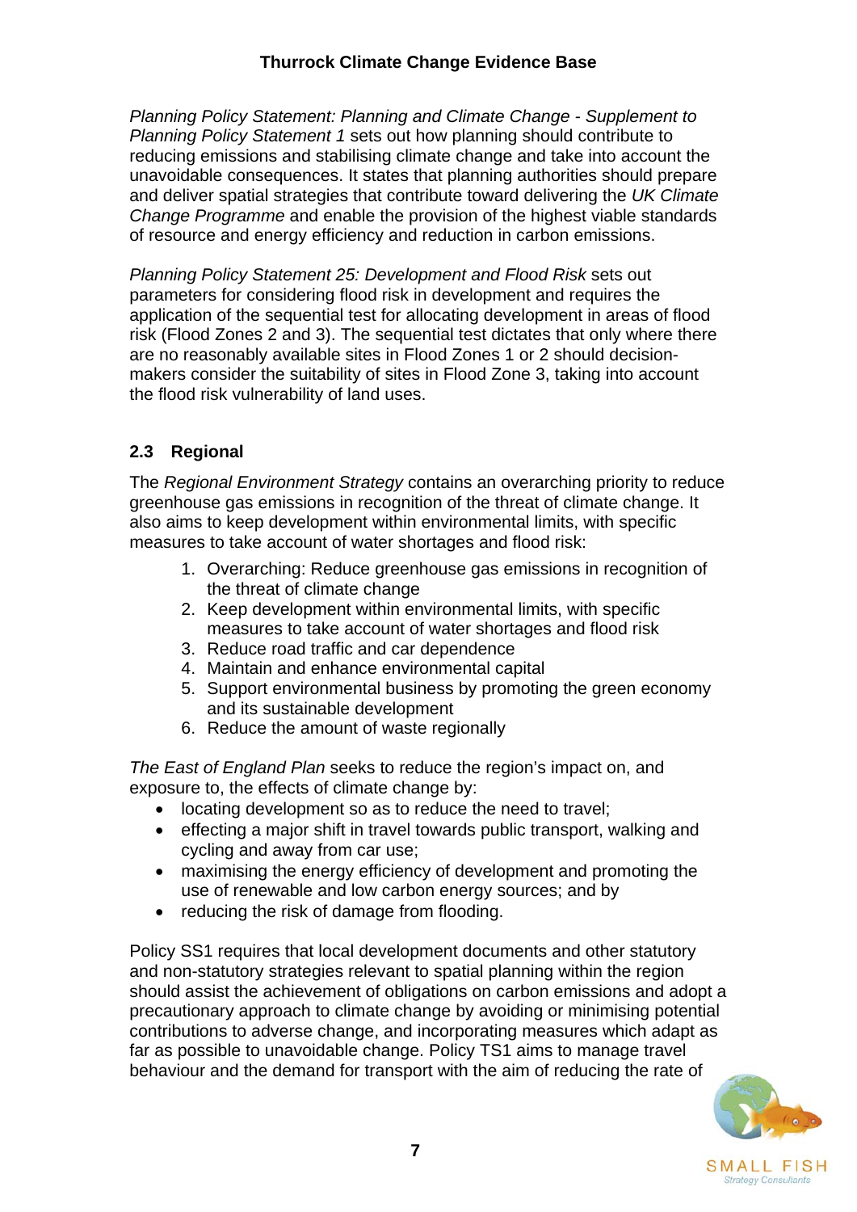*Planning Policy Statement: Planning and Climate Change - Supplement to Planning Policy Statement 1* sets out how planning should contribute to reducing emissions and stabilising climate change and take into account the unavoidable consequences. It states that planning authorities should prepare and deliver spatial strategies that contribute toward delivering the *UK Climate Change Programme* and enable the provision of the highest viable standards of resource and energy efficiency and reduction in carbon emissions.

*Planning Policy Statement 25: Development and Flood Risk* sets out parameters for considering flood risk in development and requires the application of the sequential test for allocating development in areas of flood risk (Flood Zones 2 and 3). The sequential test dictates that only where there are no reasonably available sites in Flood Zones 1 or 2 should decision-makers consider the suitability of sites in Flood Zone 3, taking into account the flood risk vulnerability of land uses.

## 2.3 Regional

The *Regional Environment Strategy* contains an overarching priority to reduce greenhouse gas emissions in recognition of the threat of climate change. It also aims to keep development within environmental limits, with specific measures to take account of water shortages and flood risk:

1. Overarching: Reduce greenhouse gas emissions in recognition of the threat of climate change
2. Keep development within environmental limits, with specific measures to take account of water shortages and flood risk
3. Reduce road traffic and car dependence
4. Maintain and enhance environmental capital
5. Support environmental business by promoting the green economy and its sustainable development
6. Reduce the amount of waste regionally

*The East of England Plan* seeks to reduce the region's impact on, and exposure to, the effects of climate change by:

- locating development so as to reduce the need to travel;
- effecting a major shift in travel towards public transport, walking and cycling and away from car use;
- maximising the energy efficiency of development and promoting the use of renewable and low carbon energy sources; and by
- reducing the risk of damage from flooding.

Policy SS1 requires that local development documents and other statutory and non-statutory strategies relevant to spatial planning within the region should assist the achievement of obligations on carbon emissions and adopt a precautionary approach to climate change by avoiding or minimising potential contributions to adverse change, and incorporating measures which adapt as far as possible to unavoidable change. Policy TS1 aims to manage travel behaviour and the demand for transport with the aim of reducing the rate of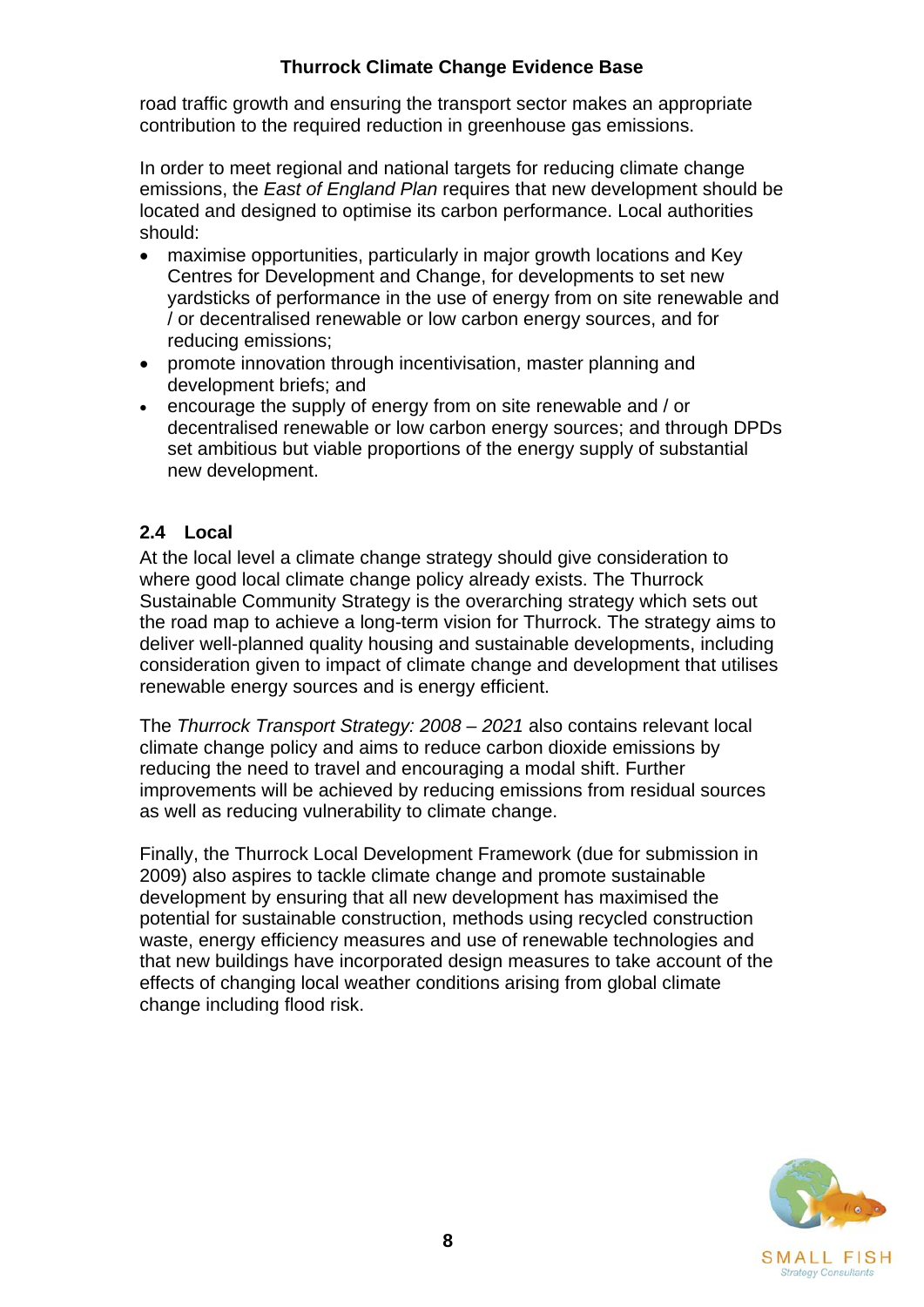road traffic growth and ensuring the transport sector makes an appropriate contribution to the required reduction in greenhouse gas emissions.

In order to meet regional and national targets for reducing climate change emissions, the *East of England Plan* requires that new development should be located and designed to optimise its carbon performance. Local authorities should:

- maximise opportunities, particularly in major growth locations and Key Centres for Development and Change, for developments to set new yardsticks of performance in the use of energy from on site renewable and / or decentralised renewable or low carbon energy sources, and for reducing emissions;
- promote innovation through incentivisation, master planning and development briefs; and
- encourage the supply of energy from on site renewable and / or decentralised renewable or low carbon energy sources; and through DPDs set ambitious but viable proportions of the energy supply of substantial new development.

## 2.4 Local

At the local level a climate change strategy should give consideration to where good local climate change policy already exists. The Thurrock Sustainable Community Strategy is the overarching strategy which sets out the road map to achieve a long-term vision for Thurrock. The strategy aims to deliver well-planned quality housing and sustainable developments, including consideration given to impact of climate change and development that utilises renewable energy sources and is energy efficient.

The *Thurrock Transport Strategy: 2008 – 2021* also contains relevant local climate change policy and aims to reduce carbon dioxide emissions by reducing the need to travel and encouraging a modal shift. Further improvements will be achieved by reducing emissions from residual sources as well as reducing vulnerability to climate change.

Finally, the Thurrock Local Development Framework (due for submission in 2009) also aspires to tackle climate change and promote sustainable development by ensuring that all new development has maximised the potential for sustainable construction, methods using recycled construction waste, energy efficiency measures and use of renewable technologies and that new buildings have incorporated design measures to take account of the effects of changing local weather conditions arising from global climate change including flood risk.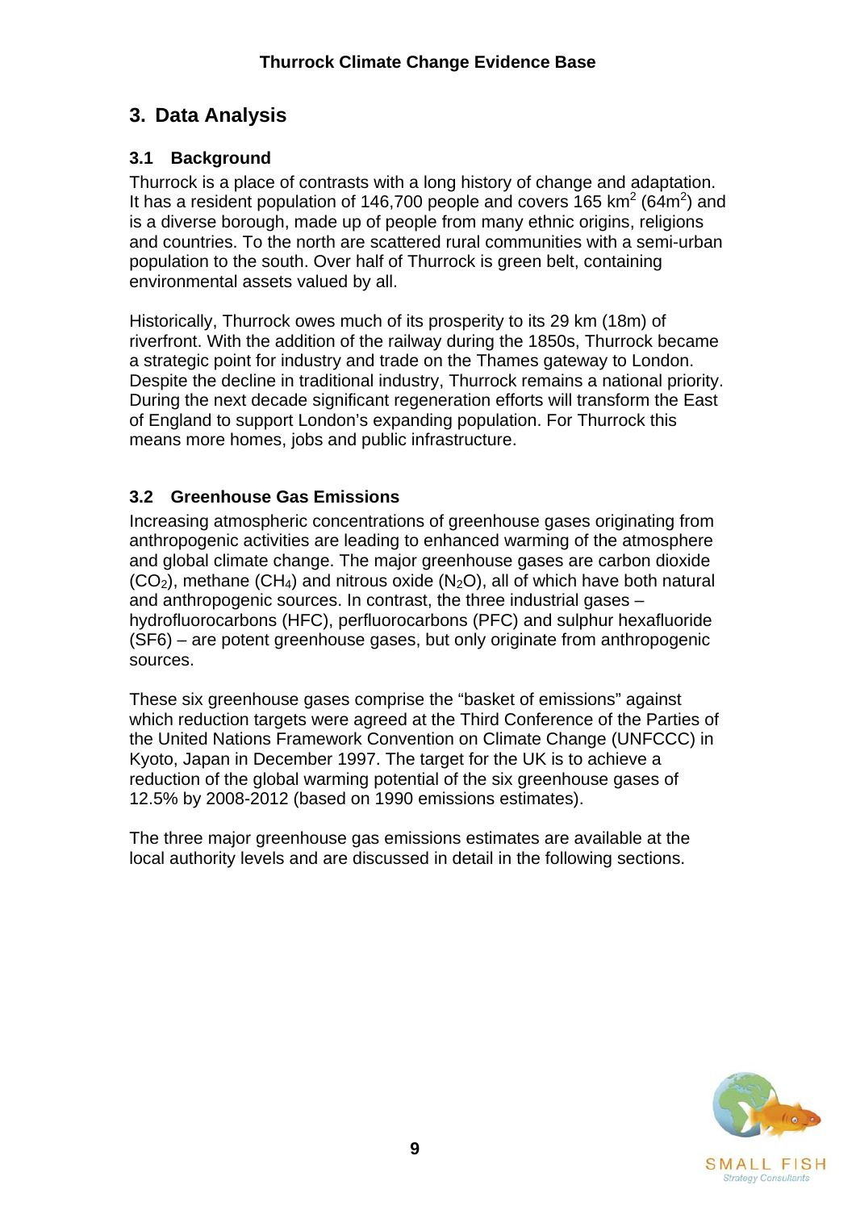# 3. Data Analysis

## 3.1 Background

Thurrock is a place of contrasts with a long history of change and adaptation. It has a resident population of 146,700 people and covers 165 $km^2$ ($64m^2$) and is a diverse borough, made up of people from many ethnic origins, religions and countries. To the north are scattered rural communities with a semi-urban population to the south. Over half of Thurrock is green belt, containing environmental assets valued by all.

Historically, Thurrock owes much of its prosperity to its 29 km (18m) of riverfront. With the addition of the railway during the 1850s, Thurrock became a strategic point for industry and trade on the Thames gateway to London. Despite the decline in traditional industry, Thurrock remains a national priority. During the next decade significant regeneration efforts will transform the East of England to support London's expanding population. For Thurrock this means more homes, jobs and public infrastructure.

## 3.2 Greenhouse Gas Emissions

Increasing atmospheric concentrations of greenhouse gases originating from anthropogenic activities are leading to enhanced warming of the atmosphere and global climate change. The major greenhouse gases are carbon dioxide ($CO_2$), methane ($CH_4$) and nitrous oxide ($N_2O$), all of which have both natural and anthropogenic sources. In contrast, the three industrial gases – hydrofluorocarbons (HFC), perfluorocarbons (PFC) and sulphur hexafluoride (SF6) – are potent greenhouse gases, but only originate from anthropogenic sources.

These six greenhouse gases comprise the "basket of emissions" against which reduction targets were agreed at the Third Conference of the Parties of the United Nations Framework Convention on Climate Change (UNFCCC) in Kyoto, Japan in December 1997. The target for the UK is to achieve a reduction of the global warming potential of the six greenhouse gases of 12.5% by 2008-2012 (based on 1990 emissions estimates).

The three major greenhouse gas emissions estimates are available at the local authority levels and are discussed in detail in the following sections.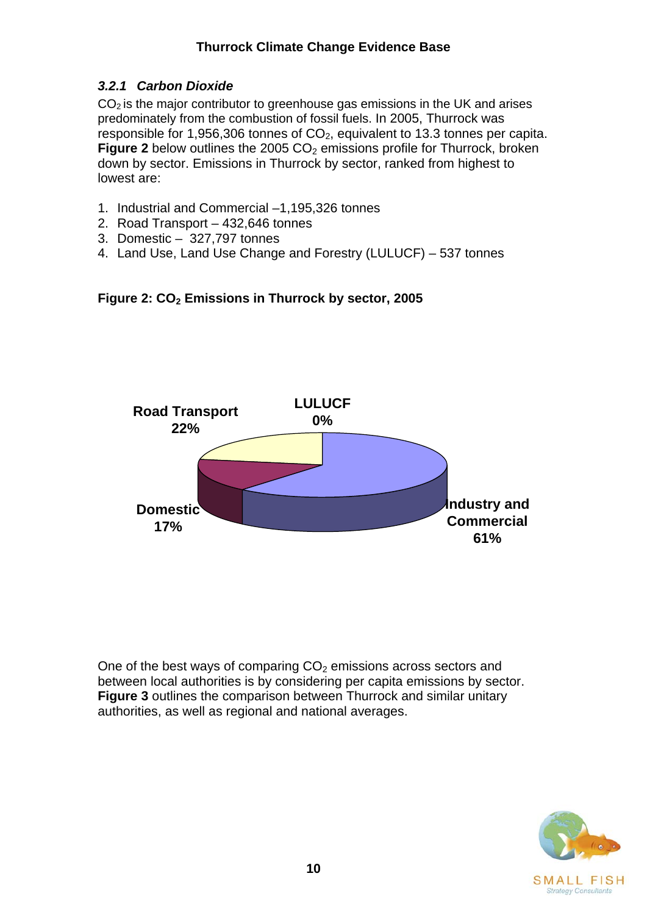### 3.2.1 Carbon Dioxide

$CO_2$ is the major contributor to greenhouse gas emissions in the UK and arises predominately from the combustion of fossil fuels. In 2005, Thurrock was responsible for 1,956,306 tonnes of $CO_2$, equivalent to 13.3 tonnes per capita. **Figure 2** below outlines the 2005 $CO_2$ emissions profile for Thurrock, broken down by sector. Emissions in Thurrock by sector, ranked from highest to lowest are:

1. Industrial and Commercial –1,195,326 tonnes
2. Road Transport – 432,646 tonnes
3. Domestic – 327,797 tonnes
4. Land Use, Land Use Change and Forestry (LULUCF) – 537 tonnes

**Figure 2: $CO_2$ Emissions in Thurrock by sector, 2005**

Road Transport 22%
LULUCF 0%
Domestic 17%
Industry and Commercial 61%

One of the best ways of comparing $CO_2$ emissions across sectors and between local authorities is by considering per capita emissions by sector. **Figure 3** outlines the comparison between Thurrock and similar unitary authorities, as well as regional and national averages.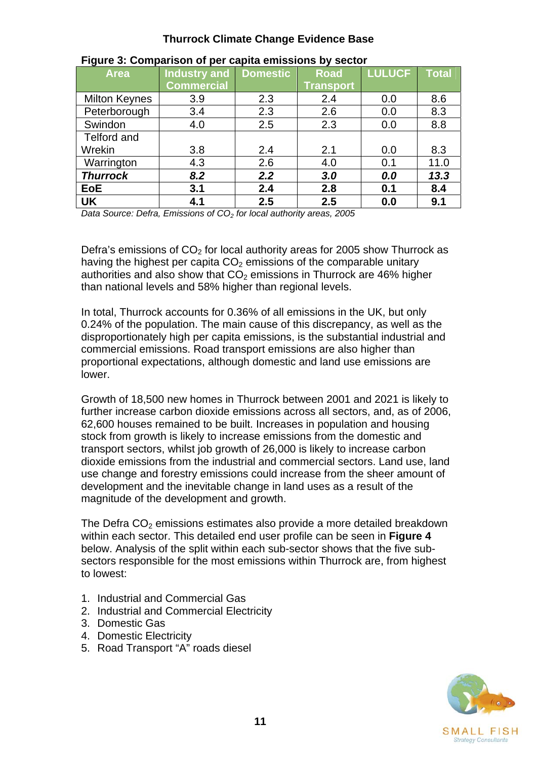**Figure 3: Comparison of per capita emissions by sector**

| Area | Industry and Commercial | Domestic | Road Transport | LULUCF | Total |
|---|---|---|---|---|---|
| Milton Keynes | 3.9 | 2.3 | 2.4 | 0.0 | 8.6 |
| Peterborough | 3.4 | 2.3 | 2.6 | 0.0 | 8.3 |
| Swindon | 4.0 | 2.5 | 2.3 | 0.0 | 8.8 |
| Telford and Wrekin | 3.8 | 2.4 | 2.1 | 0.0 | 8.3 |
| Warrington | 4.3 | 2.6 | 4.0 | 0.1 | 11.0 |
| ***Thurrock*** | ***8.2*** | ***2.2*** | ***3.0*** | ***0.0*** | ***13.3*** |
| **EoE** | **3.1** | **2.4** | **2.8** | **0.1** | **8.4** |
| **UK** | **4.1** | **2.5** | **2.5** | **0.0** | **9.1** |

*Data Source: Defra, Emissions of $CO_2$ for local authority areas, 2005*

Defra's emissions of $CO_2$ for local authority areas for 2005 show Thurrock as having the highest per capita $CO_2$ emissions of the comparable unitary authorities and also show that $CO_2$ emissions in Thurrock are 46% higher than national levels and 58% higher than regional levels.

In total, Thurrock accounts for 0.36% of all emissions in the UK, but only 0.24% of the population. The main cause of this discrepancy, as well as the disproportionately high per capita emissions, is the substantial industrial and commercial emissions. Road transport emissions are also higher than proportional expectations, although domestic and land use emissions are lower.

Growth of 18,500 new homes in Thurrock between 2001 and 2021 is likely to further increase carbon dioxide emissions across all sectors, and, as of 2006, 62,600 houses remained to be built. Increases in population and housing stock from growth is likely to increase emissions from the domestic and transport sectors, whilst job growth of 26,000 is likely to increase carbon dioxide emissions from the industrial and commercial sectors. Land use, land use change and forestry emissions could increase from the sheer amount of development and the inevitable change in land uses as a result of the magnitude of the development and growth.

The Defra $CO_2$ emissions estimates also provide a more detailed breakdown within each sector. This detailed end user profile can be seen in **Figure 4** below. Analysis of the split within each sub-sector shows that the five sub-sectors responsible for the most emissions within Thurrock are, from highest to lowest:

1. Industrial and Commercial Gas
2. Industrial and Commercial Electricity
3. Domestic Gas
4. Domestic Electricity
5. Road Transport "A" roads diesel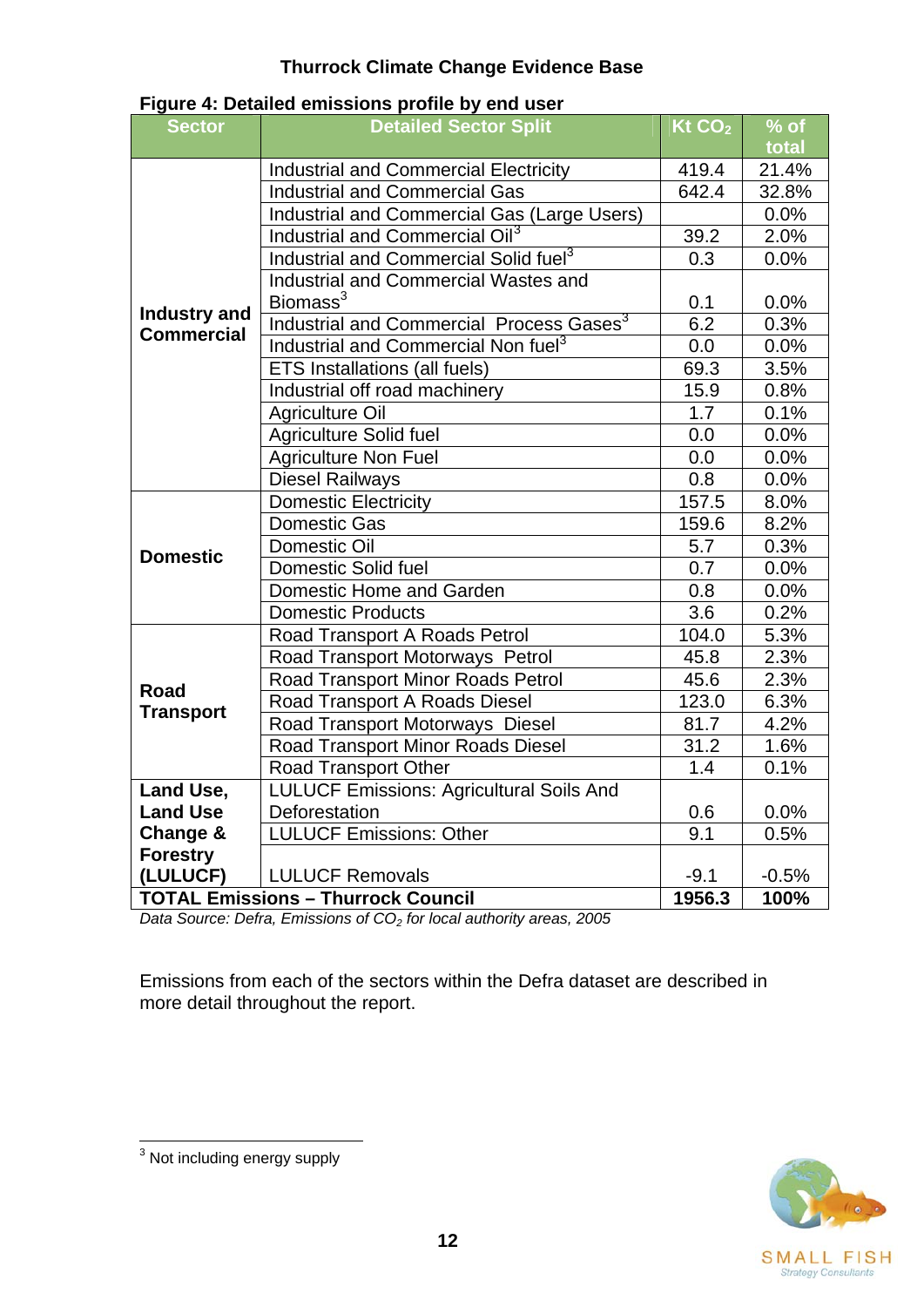**Figure 4: Detailed emissions profile by end user**

| Sector | Detailed Sector Split | Kt $CO_2$ | % of total |
|---|---|---|---|
| Industry and Commercial | Industrial and Commercial Electricity | 419.4 | 21.4% |
| | Industrial and Commercial Gas | 642.4 | 32.8% |
| | Industrial and Commercial Gas (Large Users) | | 0.0% |
| | Industrial and Commercial Oil[3] | 39.2 | 2.0% |
| | Industrial and Commercial Solid fuel[3] | 0.3 | 0.0% |
| | Industrial and Commercial Wastes and Biomass[3] | 0.1 | 0.0% |
| | Industrial and Commercial Process Gases[3] | 6.2 | 0.3% |
| | Industrial and Commercial Non fuel[3] | 0.0 | 0.0% |
| | ETS Installations (all fuels) | 69.3 | 3.5% |
| | Industrial off road machinery | 15.9 | 0.8% |
| | Agriculture Oil | 1.7 | 0.1% |
| | Agriculture Solid fuel | 0.0 | 0.0% |
| | Agriculture Non Fuel | 0.0 | 0.0% |
| | Diesel Railways | 0.8 | 0.0% |
| Domestic | Domestic Electricity | 157.5 | 8.0% |
| | Domestic Gas | 159.6 | 8.2% |
| | Domestic Oil | 5.7 | 0.3% |
| | Domestic Solid fuel | 0.7 | 0.0% |
| | Domestic Home and Garden | 0.8 | 0.0% |
| | Domestic Products | 3.6 | 0.2% |
| Road Transport | Road Transport A Roads Petrol | 104.0 | 5.3% |
| | Road Transport Motorways Petrol | 45.8 | 2.3% |
| | Road Transport Minor Roads Petrol | 45.6 | 2.3% |
| | Road Transport A Roads Diesel | 123.0 | 6.3% |
| | Road Transport Motorways Diesel | 81.7 | 4.2% |
| | Road Transport Minor Roads Diesel | 31.2 | 1.6% |
| | Road Transport Other | 1.4 | 0.1% |
| Land Use, Land Use Change & Forestry (LULUCF) | LULUCF Emissions: Agricultural Soils And Deforestation | 0.6 | 0.0% |
| | LULUCF Emissions: Other | 9.1 | 0.5% |
| | LULUCF Removals | -9.1 | -0.5% |
| **TOTAL Emissions – Thurrock Council** | | **1956.3** | **100%** |

*Data Source: Defra, Emissions of $CO_2$ for local authority areas, 2005*

Emissions from each of the sectors within the Defra dataset are described in more detail throughout the report.

[3] Not including energy supply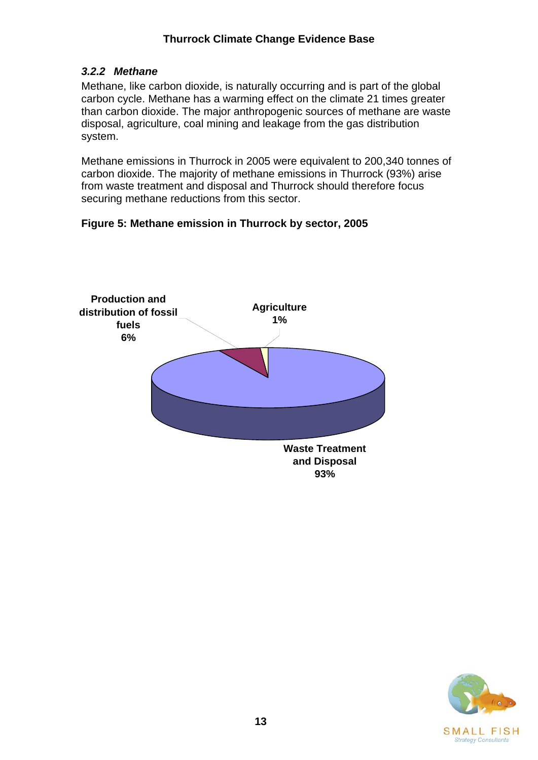### *3.2.2 Methane*

Methane, like carbon dioxide, is naturally occurring and is part of the global carbon cycle. Methane has a warming effect on the climate 21 times greater than carbon dioxide. The major anthropogenic sources of methane are waste disposal, agriculture, coal mining and leakage from the gas distribution system.

Methane emissions in Thurrock in 2005 were equivalent to 200,340 tonnes of carbon dioxide. The majority of methane emissions in Thurrock (93%) arise from waste treatment and disposal and Thurrock should therefore focus securing methane reductions from this sector.

**Figure 5: Methane emission in Thurrock by sector, 2005**

| Sector | Share |
|---|---|
| Waste Treatment and Disposal | 93% |
| Production and distribution of fossil fuels | 6% |
| Agriculture | 1% |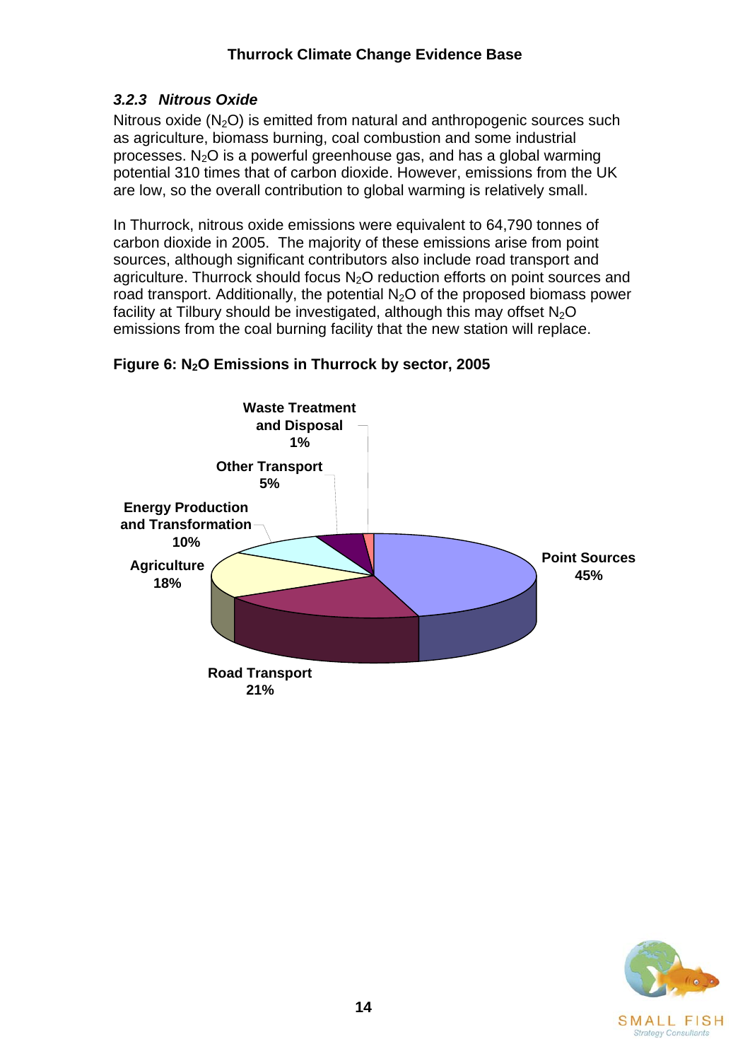### *3.2.3 Nitrous Oxide*

Nitrous oxide ($N_2O$) is emitted from natural and anthropogenic sources such as agriculture, biomass burning, coal combustion and some industrial processes. $N_2O$ is a powerful greenhouse gas, and has a global warming potential 310 times that of carbon dioxide. However, emissions from the UK are low, so the overall contribution to global warming is relatively small.

In Thurrock, nitrous oxide emissions were equivalent to 64,790 tonnes of carbon dioxide in 2005. The majority of these emissions arise from point sources, although significant contributors also include road transport and agriculture. Thurrock should focus $N_2O$ reduction efforts on point sources and road transport. Additionally, the potential $N_2O$ of the proposed biomass power facility at Tilbury should be investigated, although this may offset $N_2O$ emissions from the coal burning facility that the new station will replace.

**Figure 6: $N_2O$ Emissions in Thurrock by sector, 2005**

| Sector | Share |
|---|---|
| Point Sources | 45% |
| Road Transport | 21% |
| Agriculture | 18% |
| Energy Production and Transformation | 10% |
| Other Transport | 5% |
| Waste Treatment and Disposal | 1% |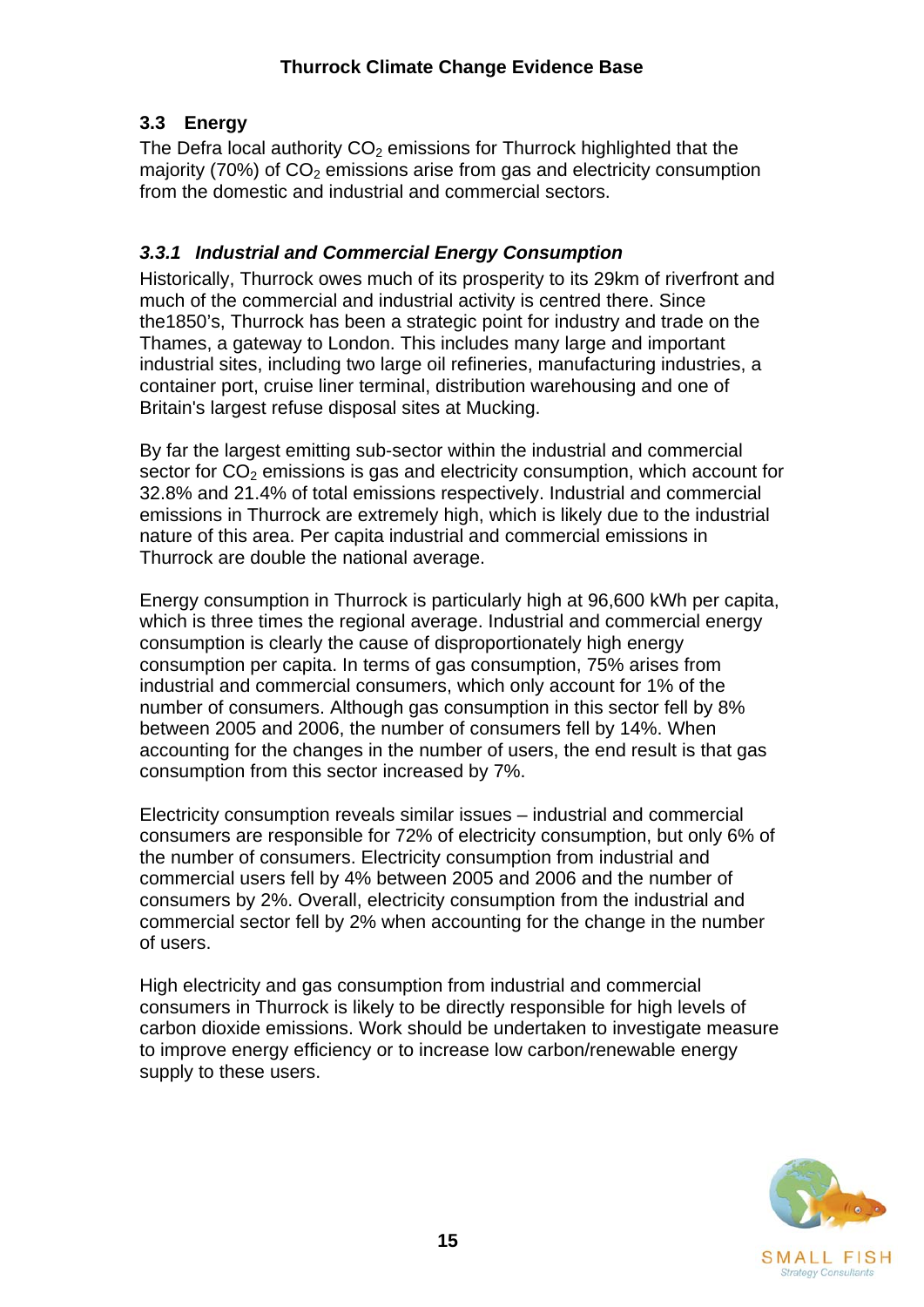## 3.3 Energy

The Defra local authority $CO_2$ emissions for Thurrock highlighted that the majority (70%) of $CO_2$ emissions arise from gas and electricity consumption from the domestic and industrial and commercial sectors.

### *3.3.1 Industrial and Commercial Energy Consumption*

Historically, Thurrock owes much of its prosperity to its 29km of riverfront and much of the commercial and industrial activity is centred there. Since the1850's, Thurrock has been a strategic point for industry and trade on the Thames, a gateway to London. This includes many large and important industrial sites, including two large oil refineries, manufacturing industries, a container port, cruise liner terminal, distribution warehousing and one of Britain's largest refuse disposal sites at Mucking.

By far the largest emitting sub-sector within the industrial and commercial sector for $CO_2$ emissions is gas and electricity consumption, which account for 32.8% and 21.4% of total emissions respectively. Industrial and commercial emissions in Thurrock are extremely high, which is likely due to the industrial nature of this area. Per capita industrial and commercial emissions in Thurrock are double the national average.

Energy consumption in Thurrock is particularly high at 96,600 kWh per capita, which is three times the regional average. Industrial and commercial energy consumption is clearly the cause of disproportionately high energy consumption per capita. In terms of gas consumption, 75% arises from industrial and commercial consumers, which only account for 1% of the number of consumers. Although gas consumption in this sector fell by 8% between 2005 and 2006, the number of consumers fell by 14%. When accounting for the changes in the number of users, the end result is that gas consumption from this sector increased by 7%.

Electricity consumption reveals similar issues – industrial and commercial consumers are responsible for 72% of electricity consumption, but only 6% of the number of consumers. Electricity consumption from industrial and commercial users fell by 4% between 2005 and 2006 and the number of consumers by 2%. Overall, electricity consumption from the industrial and commercial sector fell by 2% when accounting for the change in the number of users.

High electricity and gas consumption from industrial and commercial consumers in Thurrock is likely to be directly responsible for high levels of carbon dioxide emissions. Work should be undertaken to investigate measure to improve energy efficiency or to increase low carbon/renewable energy supply to these users.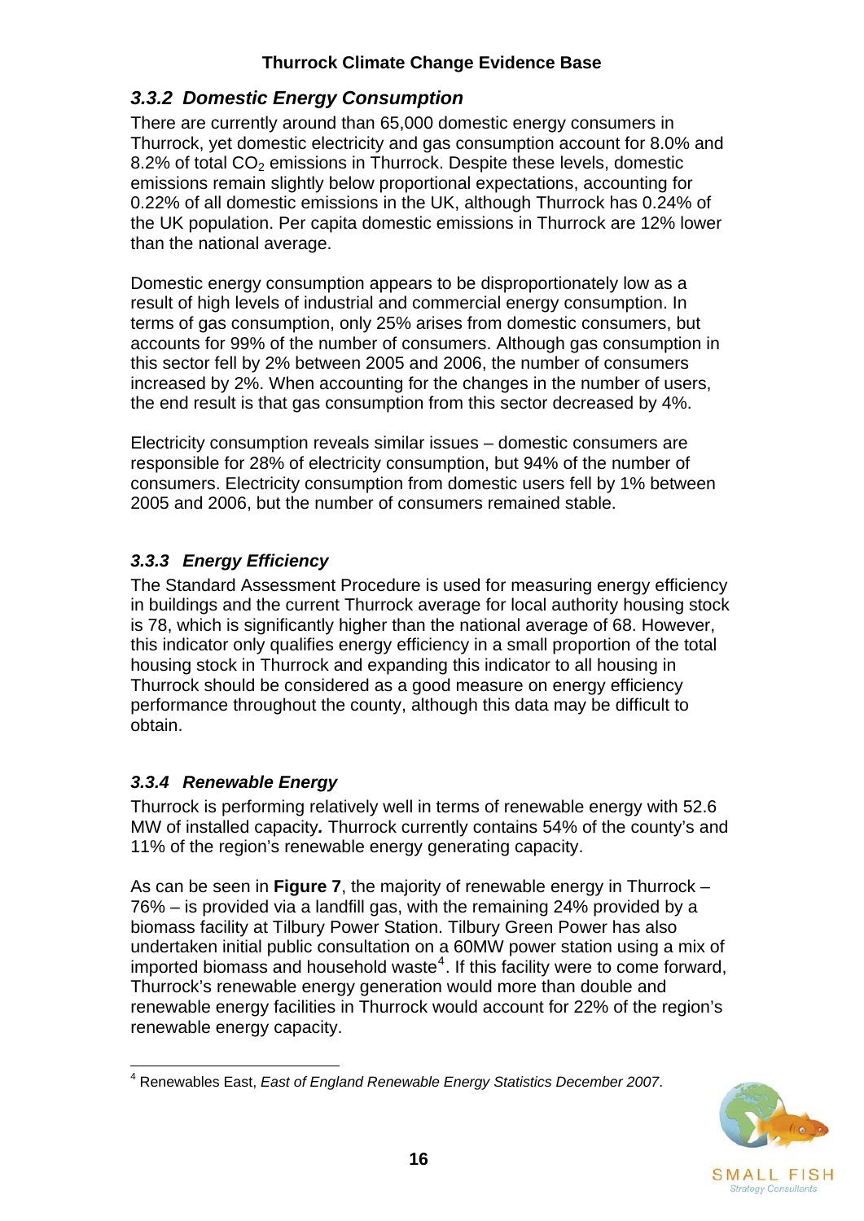### *3.3.2 Domestic Energy Consumption*

There are currently around than 65,000 domestic energy consumers in Thurrock, yet domestic electricity and gas consumption account for 8.0% and 8.2% of total $CO_2$ emissions in Thurrock. Despite these levels, domestic emissions remain slightly below proportional expectations, accounting for 0.22% of all domestic emissions in the UK, although Thurrock has 0.24% of the UK population. Per capita domestic emissions in Thurrock are 12% lower than the national average.

Domestic energy consumption appears to be disproportionately low as a result of high levels of industrial and commercial energy consumption. In terms of gas consumption, only 25% arises from domestic consumers, but accounts for 99% of the number of consumers. Although gas consumption in this sector fell by 2% between 2005 and 2006, the number of consumers increased by 2%. When accounting for the changes in the number of users, the end result is that gas consumption from this sector decreased by 4%.

Electricity consumption reveals similar issues – domestic consumers are responsible for 28% of electricity consumption, but 94% of the number of consumers. Electricity consumption from domestic users fell by 1% between 2005 and 2006, but the number of consumers remained stable.

### *3.3.3 Energy Efficiency*

The Standard Assessment Procedure is used for measuring energy efficiency in buildings and the current Thurrock average for local authority housing stock is 78, which is significantly higher than the national average of 68. However, this indicator only qualifies energy efficiency in a small proportion of the total housing stock in Thurrock and expanding this indicator to all housing in Thurrock should be considered as a good measure on energy efficiency performance throughout the county, although this data may be difficult to obtain.

### *3.3.4 Renewable Energy*

Thurrock is performing relatively well in terms of renewable energy with 52.6 MW of installed capacity***.*** Thurrock currently contains 54% of the county's and 11% of the region's renewable energy generating capacity.

As can be seen in **Figure 7**, the majority of renewable energy in Thurrock – 76% – is provided via a landfill gas, with the remaining 24% provided by a biomass facility at Tilbury Power Station. Tilbury Green Power has also undertaken initial public consultation on a 60MW power station using a mix of imported biomass and household waste[4]. If this facility were to come forward, Thurrock's renewable energy generation would more than double and renewable energy facilities in Thurrock would account for 22% of the region's renewable energy capacity.

---

[4] Renewables East, *East of England Renewable Energy Statistics December 2007*.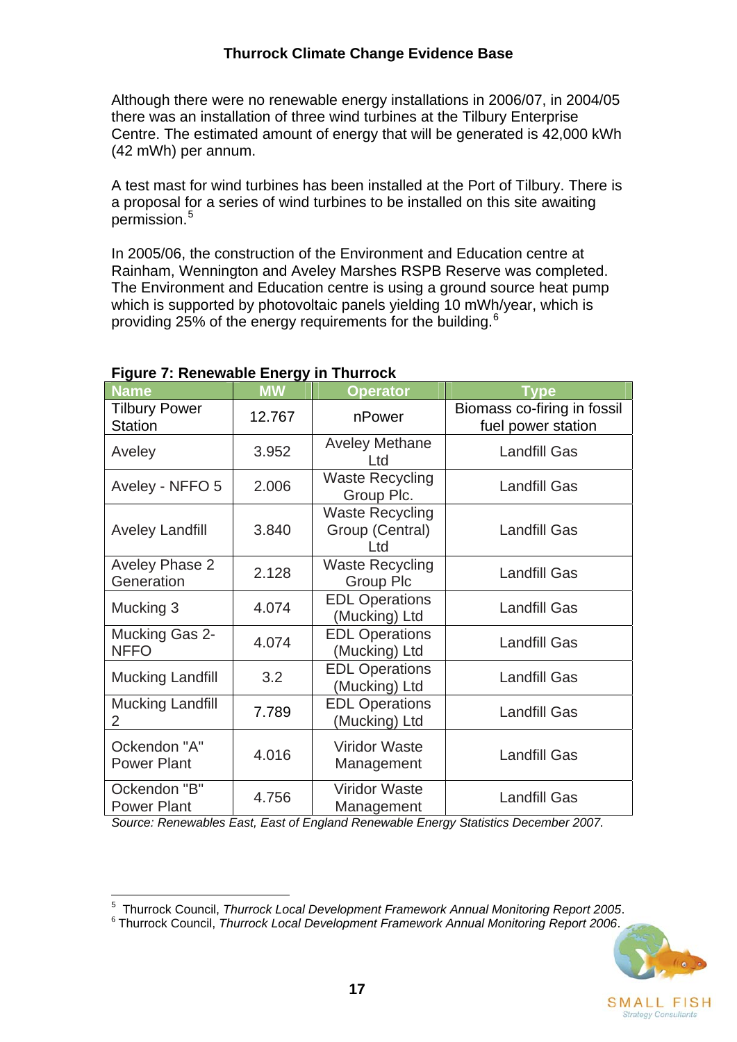Although there were no renewable energy installations in 2006/07, in 2004/05 there was an installation of three wind turbines at the Tilbury Enterprise Centre. The estimated amount of energy that will be generated is 42,000 kWh (42 mWh) per annum.

A test mast for wind turbines has been installed at the Port of Tilbury. There is a proposal for a series of wind turbines to be installed on this site awaiting permission.[5]

In 2005/06, the construction of the Environment and Education centre at Rainham, Wennington and Aveley Marshes RSPB Reserve was completed. The Environment and Education centre is using a ground source heat pump which is supported by photovoltaic panels yielding 10 mWh/year, which is providing 25% of the energy requirements for the building.[6]

**Figure 7: Renewable Energy in Thurrock**

| Name | MW | Operator | Type |
|---|---|---|---|
| Tilbury Power Station | 12.767 | nPower | Biomass co-firing in fossil fuel power station |
| Aveley | 3.952 | Aveley Methane Ltd | Landfill Gas |
| Aveley - NFFO 5 | 2.006 | Waste Recycling Group Plc. | Landfill Gas |
| Aveley Landfill | 3.840 | Waste Recycling Group (Central) Ltd | Landfill Gas |
| Aveley Phase 2 Generation | 2.128 | Waste Recycling Group Plc | Landfill Gas |
| Mucking 3 | 4.074 | EDL Operations (Mucking) Ltd | Landfill Gas |
| Mucking Gas 2-NFFO | 4.074 | EDL Operations (Mucking) Ltd | Landfill Gas |
| Mucking Landfill | 3.2 | EDL Operations (Mucking) Ltd | Landfill Gas |
| Mucking Landfill 2 | 7.789 | EDL Operations (Mucking) Ltd | Landfill Gas |
| Ockendon "A" Power Plant | 4.016 | Viridor Waste Management | Landfill Gas |
| Ockendon "B" Power Plant | 4.756 | Viridor Waste Management | Landfill Gas |

*Source: Renewables East, East of England Renewable Energy Statistics December 2007.*

[5] Thurrock Council, *Thurrock Local Development Framework Annual Monitoring Report 2005*.
[6] Thurrock Council, *Thurrock Local Development Framework Annual Monitoring Report 2006*.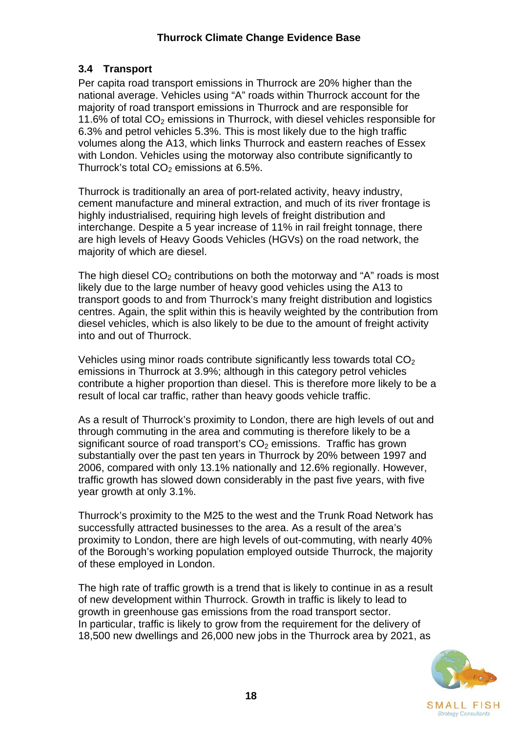### 3.4 Transport

Per capita road transport emissions in Thurrock are 20% higher than the national average. Vehicles using "A" roads within Thurrock account for the majority of road transport emissions in Thurrock and are responsible for 11.6% of total $CO_2$ emissions in Thurrock, with diesel vehicles responsible for 6.3% and petrol vehicles 5.3%. This is most likely due to the high traffic volumes along the A13, which links Thurrock and eastern reaches of Essex with London. Vehicles using the motorway also contribute significantly to Thurrock's total $CO_2$ emissions at 6.5%.

Thurrock is traditionally an area of port-related activity, heavy industry, cement manufacture and mineral extraction, and much of its river frontage is highly industrialised, requiring high levels of freight distribution and interchange. Despite a 5 year increase of 11% in rail freight tonnage, there are high levels of Heavy Goods Vehicles (HGVs) on the road network, the majority of which are diesel.

The high diesel $CO_2$ contributions on both the motorway and "A" roads is most likely due to the large number of heavy good vehicles using the A13 to transport goods to and from Thurrock's many freight distribution and logistics centres. Again, the split within this is heavily weighted by the contribution from diesel vehicles, which is also likely to be due to the amount of freight activity into and out of Thurrock.

Vehicles using minor roads contribute significantly less towards total $CO_2$ emissions in Thurrock at 3.9%; although in this category petrol vehicles contribute a higher proportion than diesel. This is therefore more likely to be a result of local car traffic, rather than heavy goods vehicle traffic.

As a result of Thurrock's proximity to London, there are high levels of out and through commuting in the area and commuting is therefore likely to be a significant source of road transport's $CO_2$ emissions. Traffic has grown substantially over the past ten years in Thurrock by 20% between 1997 and 2006, compared with only 13.1% nationally and 12.6% regionally. However, traffic growth has slowed down considerably in the past five years, with five year growth at only 3.1%.

Thurrock's proximity to the M25 to the west and the Trunk Road Network has successfully attracted businesses to the area. As a result of the area's proximity to London, there are high levels of out-commuting, with nearly 40% of the Borough's working population employed outside Thurrock, the majority of these employed in London.

The high rate of traffic growth is a trend that is likely to continue in as a result of new development within Thurrock. Growth in traffic is likely to lead to growth in greenhouse gas emissions from the road transport sector. In particular, traffic is likely to grow from the requirement for the delivery of 18,500 new dwellings and 26,000 new jobs in the Thurrock area by 2021, as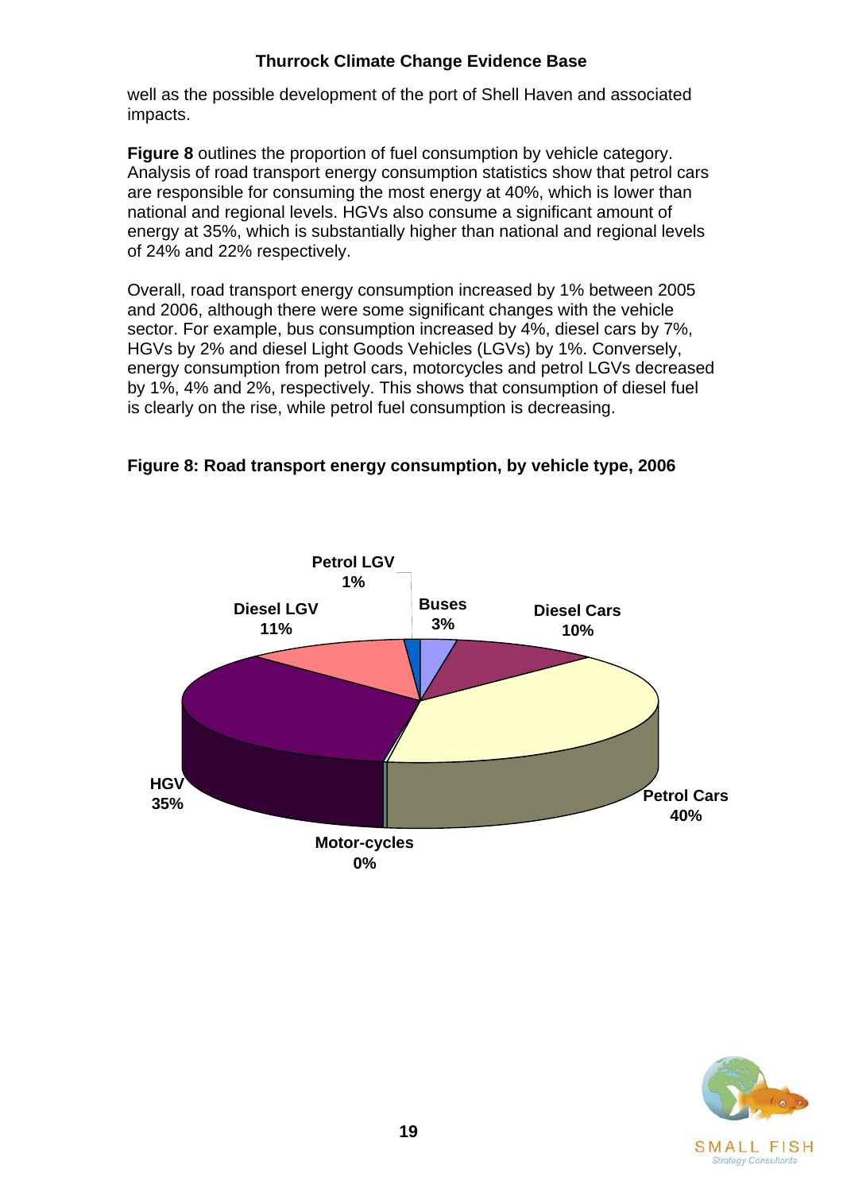well as the possible development of the port of Shell Haven and associated impacts.

**Figure 8** outlines the proportion of fuel consumption by vehicle category. Analysis of road transport energy consumption statistics show that petrol cars are responsible for consuming the most energy at 40%, which is lower than national and regional levels. HGVs also consume a significant amount of energy at 35%, which is substantially higher than national and regional levels of 24% and 22% respectively.

Overall, road transport energy consumption increased by 1% between 2005 and 2006, although there were some significant changes with the vehicle sector. For example, bus consumption increased by 4%, diesel cars by 7%, HGVs by 2% and diesel Light Goods Vehicles (LGVs) by 1%. Conversely, energy consumption from petrol cars, motorcycles and petrol LGVs decreased by 1%, 4% and 2%, respectively. This shows that consumption of diesel fuel is clearly on the rise, while petrol fuel consumption is decreasing.

**Figure 8: Road transport energy consumption, by vehicle type, 2006**

| Vehicle type | Share |
|---|---|
| Buses | 3% |
| Diesel Cars | 10% |
| Petrol Cars | 40% |
| Motor-cycles | 0% |
| HGV | 35% |
| Diesel LGV | 11% |
| Petrol LGV | 1% |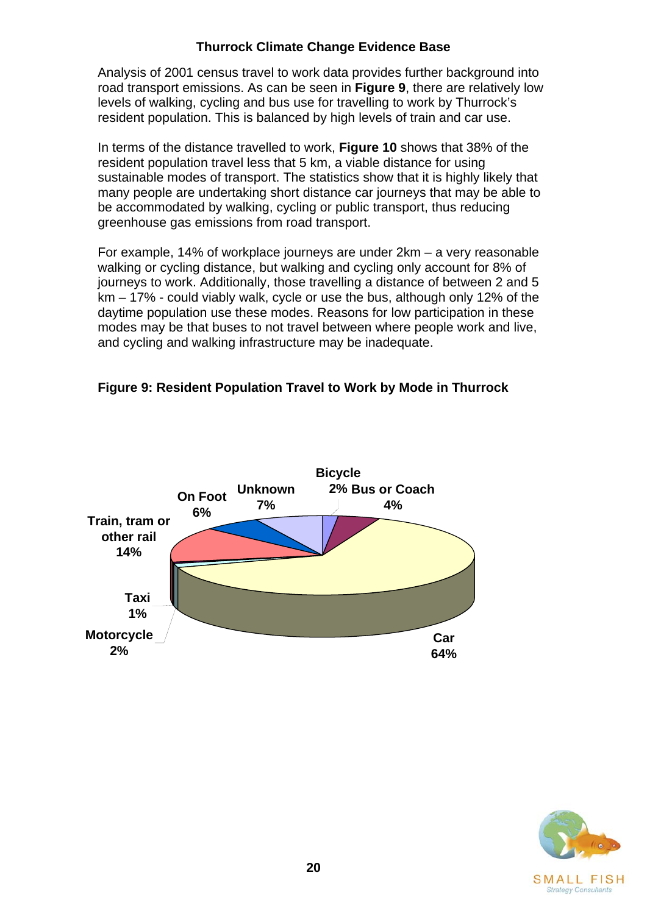Analysis of 2001 census travel to work data provides further background into road transport emissions. As can be seen in **Figure 9**, there are relatively low levels of walking, cycling and bus use for travelling to work by Thurrock's resident population. This is balanced by high levels of train and car use.

In terms of the distance travelled to work, **Figure 10** shows that 38% of the resident population travel less that 5 km, a viable distance for using sustainable modes of transport. The statistics show that it is highly likely that many people are undertaking short distance car journeys that may be able to be accommodated by walking, cycling or public transport, thus reducing greenhouse gas emissions from road transport.

For example, 14% of workplace journeys are under 2km – a very reasonable walking or cycling distance, but walking and cycling only account for 8% of journeys to work. Additionally, those travelling a distance of between 2 and 5 km – 17% - could viably walk, cycle or use the bus, although only 12% of the daytime population use these modes. Reasons for low participation in these modes may be that buses to not travel between where people work and live, and cycling and walking infrastructure may be inadequate.

**Figure 9: Resident Population Travel to Work by Mode in Thurrock**

| Mode | Share |
|---|---|
| Car | 64% |
| Train, tram or other rail | 14% |
| Unknown | 7% |
| On Foot | 6% |
| Bus or Coach | 4% |
| Bicycle | 2% |
| Motorcycle | 2% |
| Taxi | 1% |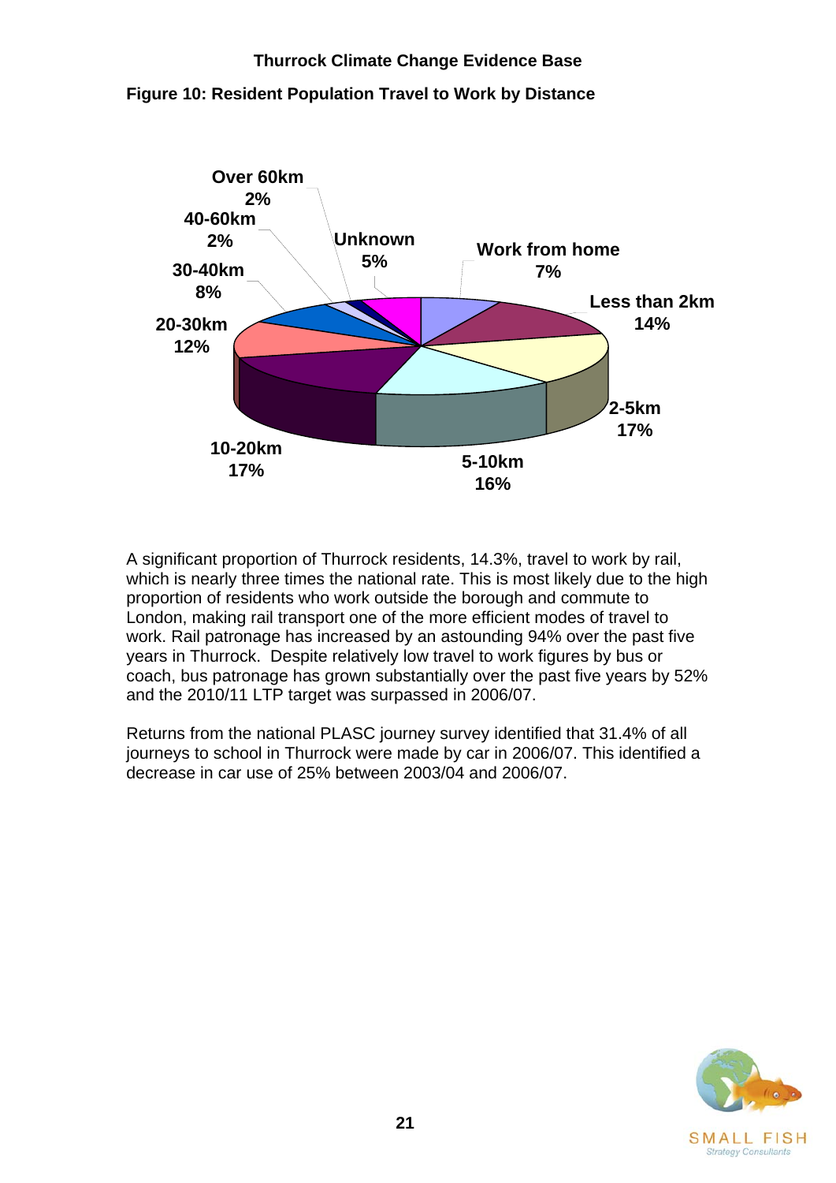**Figure 10: Resident Population Travel to Work by Distance**

| Distance | Percentage |
| --- | --- |
| Work from home | 7% |
| Less than 2km | 14% |
| 2-5km | 17% |
| 5-10km | 16% |
| 10-20km | 17% |
| 20-30km | 12% |
| 30-40km | 8% |
| 40-60km | 2% |
| Over 60km | 2% |
| Unknown | 5% |

A significant proportion of Thurrock residents, 14.3%, travel to work by rail, which is nearly three times the national rate. This is most likely due to the high proportion of residents who work outside the borough and commute to London, making rail transport one of the more efficient modes of travel to work. Rail patronage has increased by an astounding 94% over the past five years in Thurrock. Despite relatively low travel to work figures by bus or coach, bus patronage has grown substantially over the past five years by 52% and the 2010/11 LTP target was surpassed in 2006/07.

Returns from the national PLASC journey survey identified that 31.4% of all journeys to school in Thurrock were made by car in 2006/07. This identified a decrease in car use of 25% between 2003/04 and 2006/07.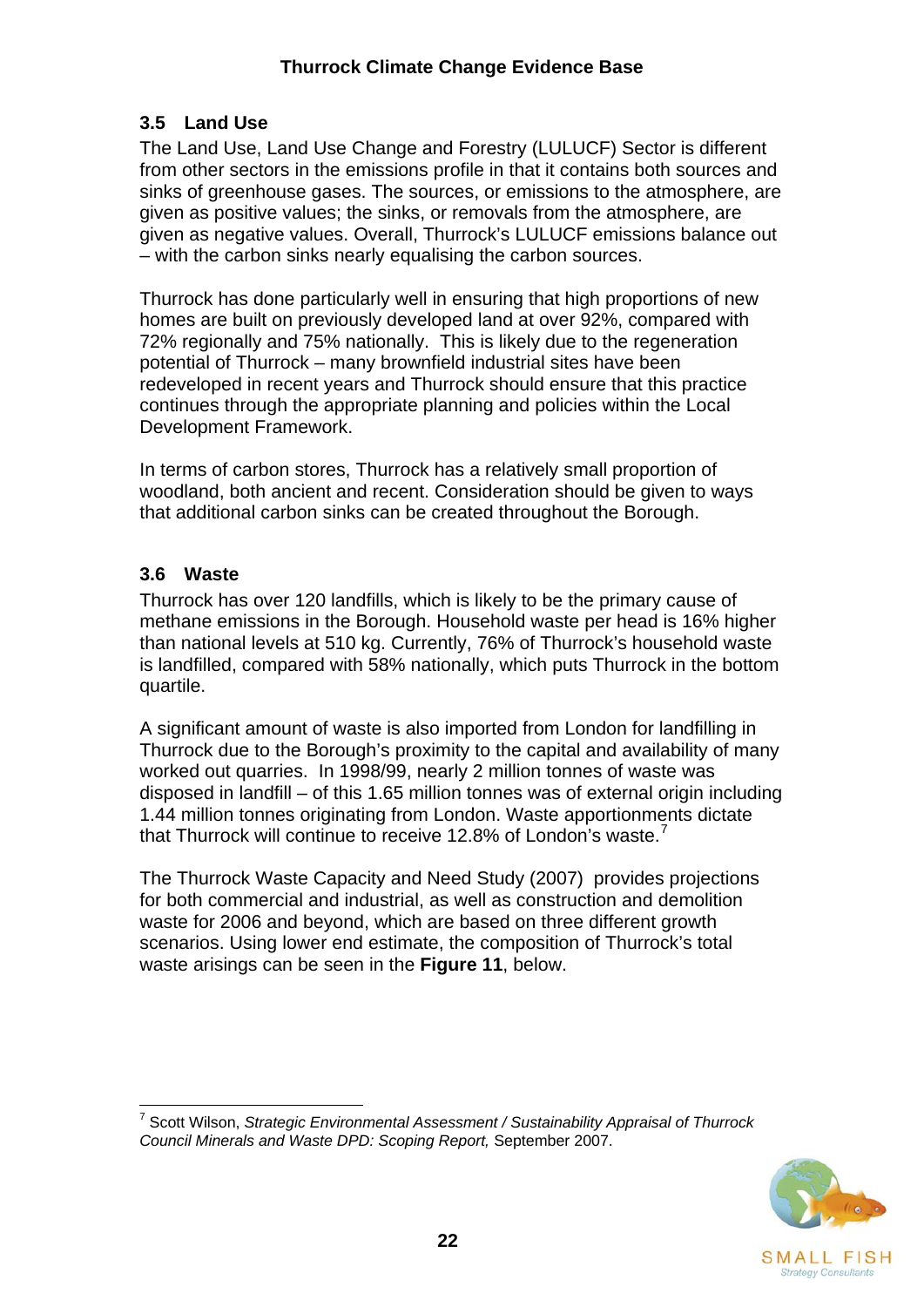### 3.5 Land Use

The Land Use, Land Use Change and Forestry (LULUCF) Sector is different from other sectors in the emissions profile in that it contains both sources and sinks of greenhouse gases. The sources, or emissions to the atmosphere, are given as positive values; the sinks, or removals from the atmosphere, are given as negative values. Overall, Thurrock's LULUCF emissions balance out – with the carbon sinks nearly equalising the carbon sources.

Thurrock has done particularly well in ensuring that high proportions of new homes are built on previously developed land at over 92%, compared with 72% regionally and 75% nationally. This is likely due to the regeneration potential of Thurrock – many brownfield industrial sites have been redeveloped in recent years and Thurrock should ensure that this practice continues through the appropriate planning and policies within the Local Development Framework.

In terms of carbon stores, Thurrock has a relatively small proportion of woodland, both ancient and recent. Consideration should be given to ways that additional carbon sinks can be created throughout the Borough.

### 3.6 Waste

Thurrock has over 120 landfills, which is likely to be the primary cause of methane emissions in the Borough. Household waste per head is 16% higher than national levels at 510 kg. Currently, 76% of Thurrock's household waste is landfilled, compared with 58% nationally, which puts Thurrock in the bottom quartile.

A significant amount of waste is also imported from London for landfilling in Thurrock due to the Borough's proximity to the capital and availability of many worked out quarries. In 1998/99, nearly 2 million tonnes of waste was disposed in landfill – of this 1.65 million tonnes was of external origin including 1.44 million tonnes originating from London. Waste apportionments dictate that Thurrock will continue to receive 12.8% of London's waste.[7]

The Thurrock Waste Capacity and Need Study (2007) provides projections for both commercial and industrial, as well as construction and demolition waste for 2006 and beyond, which are based on three different growth scenarios. Using lower end estimate, the composition of Thurrock's total waste arisings can be seen in the **Figure 11**, below.

[7] Scott Wilson, *Strategic Environmental Assessment / Sustainability Appraisal of Thurrock Council Minerals and Waste DPD: Scoping Report,* September 2007.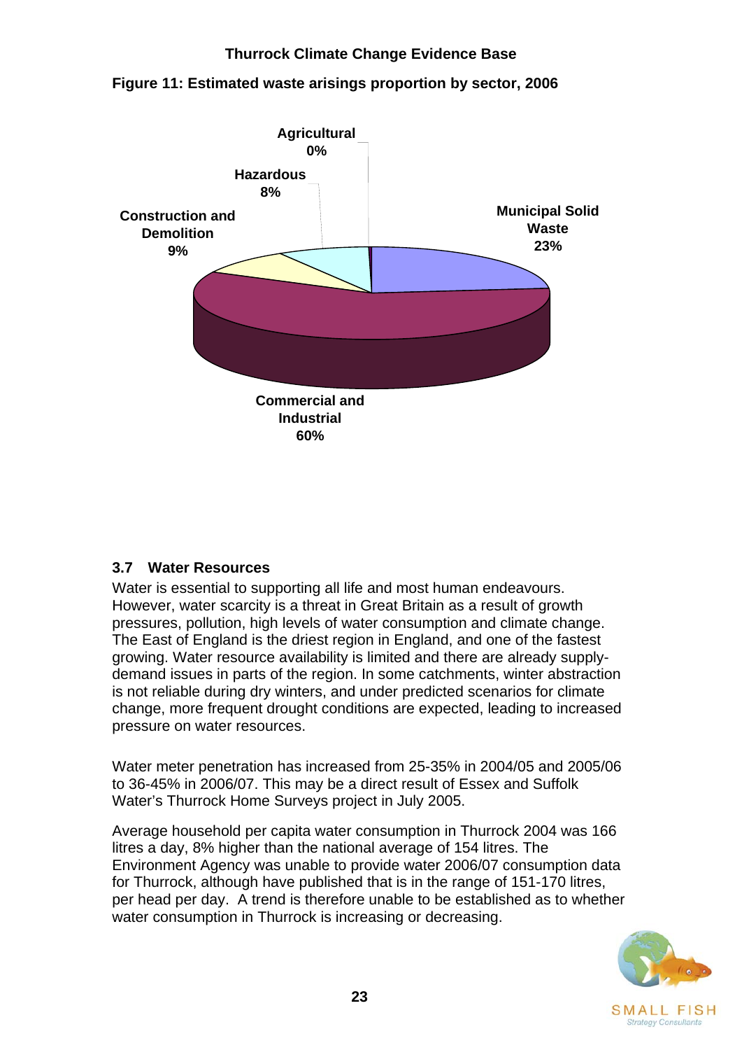**Figure 11: Estimated waste arisings proportion by sector, 2006**

Agricultural 0%

Hazardous 8%

Construction and Demolition 9%

Municipal Solid Waste 23%

Commercial and Industrial 60%

### 3.7 Water Resources

Water is essential to supporting all life and most human endeavours. However, water scarcity is a threat in Great Britain as a result of growth pressures, pollution, high levels of water consumption and climate change. The East of England is the driest region in England, and one of the fastest growing. Water resource availability is limited and there are already supply-demand issues in parts of the region. In some catchments, winter abstraction is not reliable during dry winters, and under predicted scenarios for climate change, more frequent drought conditions are expected, leading to increased pressure on water resources.

Water meter penetration has increased from 25-35% in 2004/05 and 2005/06 to 36-45% in 2006/07. This may be a direct result of Essex and Suffolk Water's Thurrock Home Surveys project in July 2005.

Average household per capita water consumption in Thurrock 2004 was 166 litres a day, 8% higher than the national average of 154 litres. The Environment Agency was unable to provide water 2006/07 consumption data for Thurrock, although have published that is in the range of 151-170 litres, per head per day. A trend is therefore unable to be established as to whether water consumption in Thurrock is increasing or decreasing.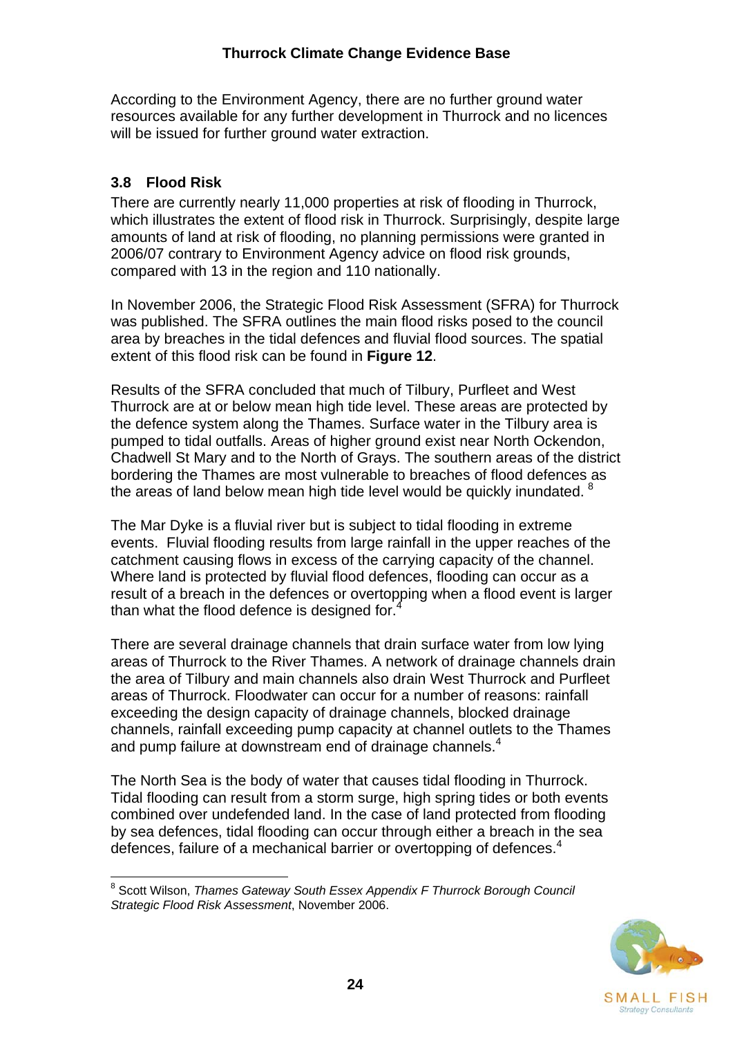According to the Environment Agency, there are no further ground water resources available for any further development in Thurrock and no licences will be issued for further ground water extraction.

### 3.8 Flood Risk

There are currently nearly 11,000 properties at risk of flooding in Thurrock, which illustrates the extent of flood risk in Thurrock. Surprisingly, despite large amounts of land at risk of flooding, no planning permissions were granted in 2006/07 contrary to Environment Agency advice on flood risk grounds, compared with 13 in the region and 110 nationally.

In November 2006, the Strategic Flood Risk Assessment (SFRA) for Thurrock was published. The SFRA outlines the main flood risks posed to the council area by breaches in the tidal defences and fluvial flood sources. The spatial extent of this flood risk can be found in **Figure 12**.

Results of the SFRA concluded that much of Tilbury, Purfleet and West Thurrock are at or below mean high tide level. These areas are protected by the defence system along the Thames. Surface water in the Tilbury area is pumped to tidal outfalls. Areas of higher ground exist near North Ockendon, Chadwell St Mary and to the North of Grays. The southern areas of the district bordering the Thames are most vulnerable to breaches of flood defences as the areas of land below mean high tide level would be quickly inundated. [8]

The Mar Dyke is a fluvial river but is subject to tidal flooding in extreme events. Fluvial flooding results from large rainfall in the upper reaches of the catchment causing flows in excess of the carrying capacity of the channel. Where land is protected by fluvial flood defences, flooding can occur as a result of a breach in the defences or overtopping when a flood event is larger than what the flood defence is designed for.[4]

There are several drainage channels that drain surface water from low lying areas of Thurrock to the River Thames. A network of drainage channels drain the area of Tilbury and main channels also drain West Thurrock and Purfleet areas of Thurrock. Floodwater can occur for a number of reasons: rainfall exceeding the design capacity of drainage channels, blocked drainage channels, rainfall exceeding pump capacity at channel outlets to the Thames and pump failure at downstream end of drainage channels.[4]

The North Sea is the body of water that causes tidal flooding in Thurrock. Tidal flooding can result from a storm surge, high spring tides or both events combined over undefended land. In the case of land protected from flooding by sea defences, tidal flooding can occur through either a breach in the sea defences, failure of a mechanical barrier or overtopping of defences.[4]

---

[8] Scott Wilson, *Thames Gateway South Essex Appendix F Thurrock Borough Council Strategic Flood Risk Assessment*, November 2006.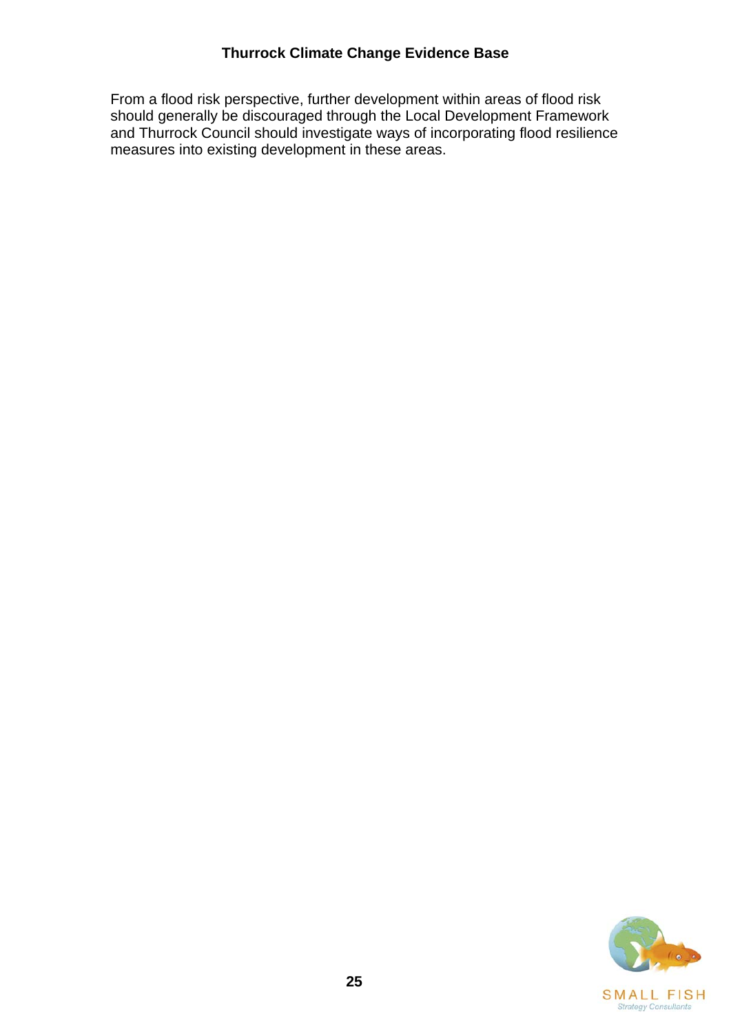From a flood risk perspective, further development within areas of flood risk should generally be discouraged through the Local Development Framework and Thurrock Council should investigate ways of incorporating flood resilience measures into existing development in these areas.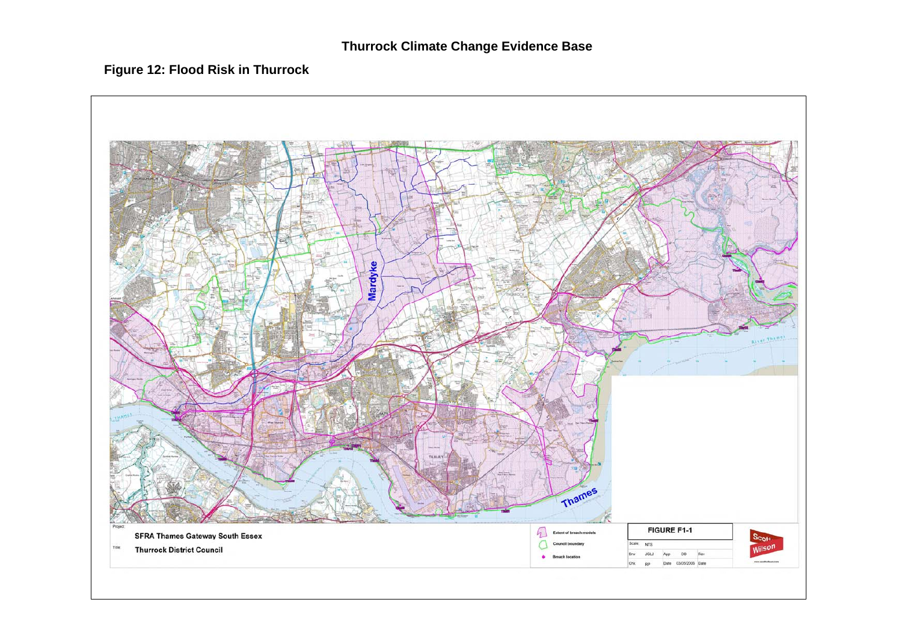## Figure 12: Flood Risk in Thurrock

Mardyke

Thames

River Thames

Project: SFRA Thames Gateway South Essex

Title: Thurrock District Council

Extent of breach models

Council boundary

Breach location

FIGURE F1-1

Scale: NTS

Drw: JGLJ App: DD Rev

Chk: RP Date: 03/05/2005 Date

Scott Wilson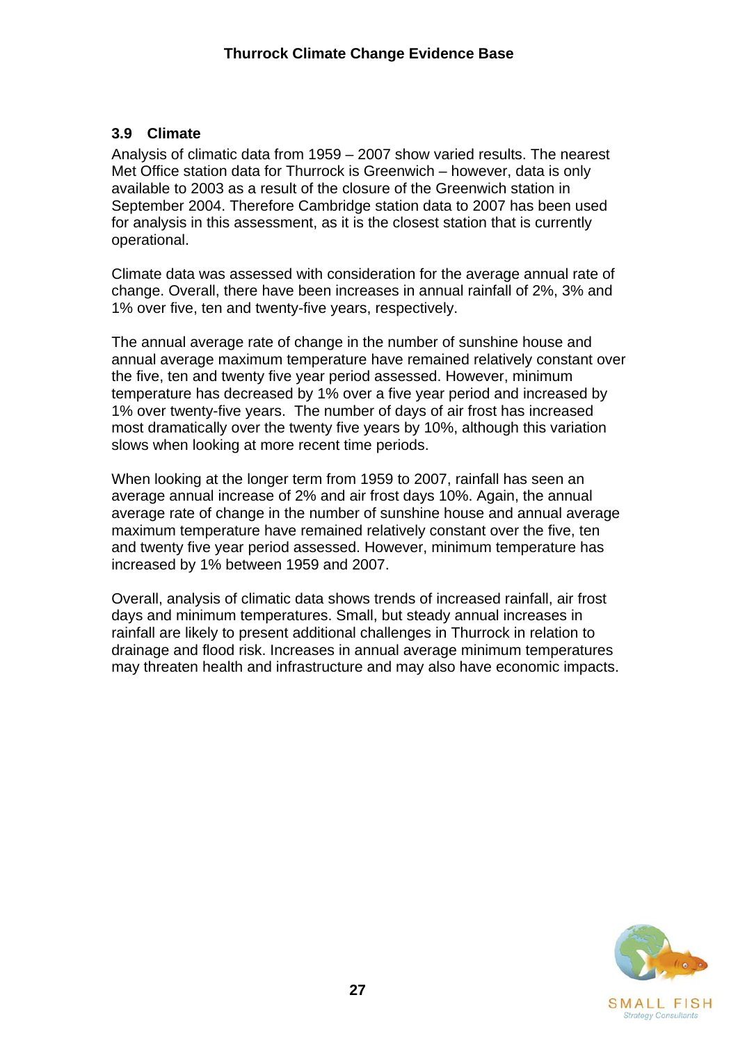## 3.9 Climate

Analysis of climatic data from 1959 – 2007 show varied results. The nearest Met Office station data for Thurrock is Greenwich – however, data is only available to 2003 as a result of the closure of the Greenwich station in September 2004. Therefore Cambridge station data to 2007 has been used for analysis in this assessment, as it is the closest station that is currently operational.

Climate data was assessed with consideration for the average annual rate of change. Overall, there have been increases in annual rainfall of 2%, 3% and 1% over five, ten and twenty-five years, respectively.

The annual average rate of change in the number of sunshine house and annual average maximum temperature have remained relatively constant over the five, ten and twenty five year period assessed. However, minimum temperature has decreased by 1% over a five year period and increased by 1% over twenty-five years. The number of days of air frost has increased most dramatically over the twenty five years by 10%, although this variation slows when looking at more recent time periods.

When looking at the longer term from 1959 to 2007, rainfall has seen an average annual increase of 2% and air frost days 10%. Again, the annual average rate of change in the number of sunshine house and annual average maximum temperature have remained relatively constant over the five, ten and twenty five year period assessed. However, minimum temperature has increased by 1% between 1959 and 2007.

Overall, analysis of climatic data shows trends of increased rainfall, air frost days and minimum temperatures. Small, but steady annual increases in rainfall are likely to present additional challenges in Thurrock in relation to drainage and flood risk. Increases in annual average minimum temperatures may threaten health and infrastructure and may also have economic impacts.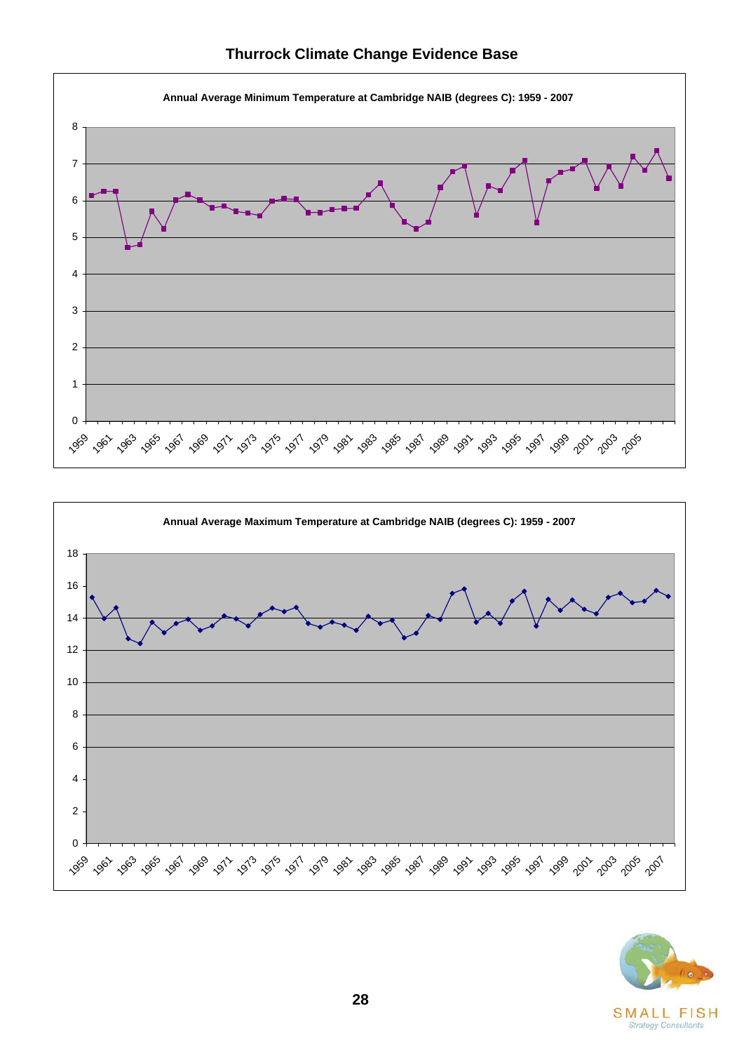**Annual Average Minimum Temperature at Cambridge NAIB (degrees C): 1959 - 2007**

**Annual Average Maximum Temperature at Cambridge NAIB (degrees C): 1959 - 2007**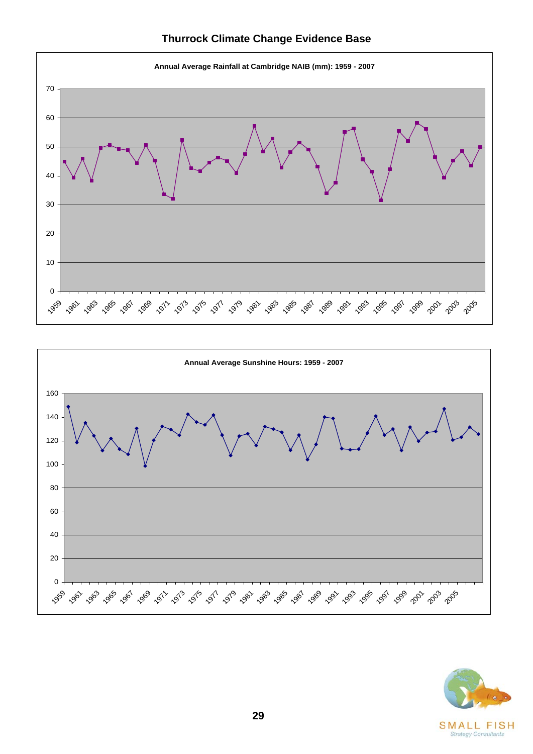# Thurrock Climate Change Evidence Base

**Annual Average Rainfall at Cambridge NAIB (mm): 1959 - 2007**

**Annual Average Sunshine Hours: 1959 - 2007**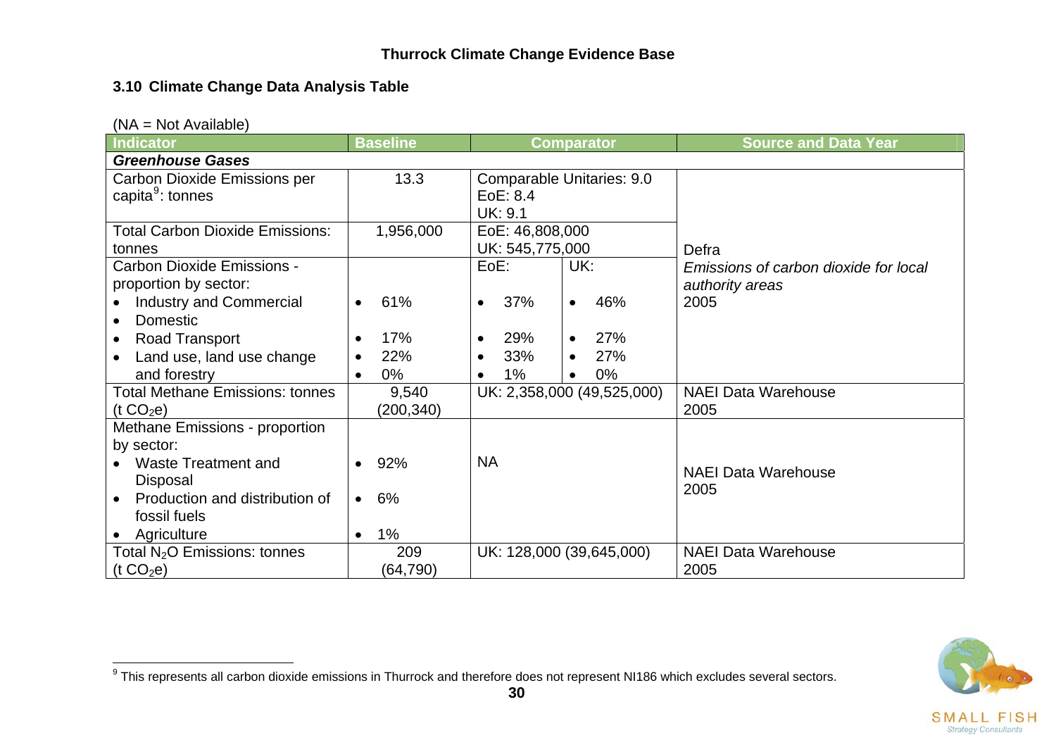### 3.10 Climate Change Data Analysis Table

(NA = Not Available)

| Indicator | Baseline | Comparator | | Source and Data Year |
|---|---|---|---|---|
| ***Greenhouse Gases*** | | | | |
| Carbon Dioxide Emissions per capita[9]: tonnes | 13.3 | Comparable Unitaries: 9.0<br>EoE: 8.4<br>UK: 9.1 | | Defra<br>*Emissions of carbon dioxide for local authority areas*<br>2005 |
| Total Carbon Dioxide Emissions: tonnes | 1,956,000 | EoE: 46,808,000<br>UK: 545,775,000 | | |
| Carbon Dioxide Emissions - proportion by sector:<br>• Industry and Commercial<br>• Domestic<br>• Road Transport<br>• Land use, land use change and forestry | <br><br>• 61%<br>• 17%<br>• 22%<br>• 0% | EoE:<br><br>• 37%<br>• 29%<br>• 33%<br>• 1% | UK:<br><br>• 46%<br>• 27%<br>• 27%<br>• 0% | |
| Total Methane Emissions: tonnes ($t\ CO_2e$) | 9,540<br>(200,340) | UK: 2,358,000 (49,525,000) | | NAEI Data Warehouse<br>2005 |
| Methane Emissions - proportion by sector:<br>• Waste Treatment and Disposal<br>• Production and distribution of fossil fuels<br>• Agriculture | <br><br>• 92%<br>• 6%<br>• 1% | NA | | NAEI Data Warehouse<br>2005 |
| Total $N_2O$ Emissions: tonnes ($t\ CO_2e$) | 209<br>(64,790) | UK: 128,000 (39,645,000) | | NAEI Data Warehouse<br>2005 |

[9] This represents all carbon dioxide emissions in Thurrock and therefore does not represent NI186 which excludes several sectors.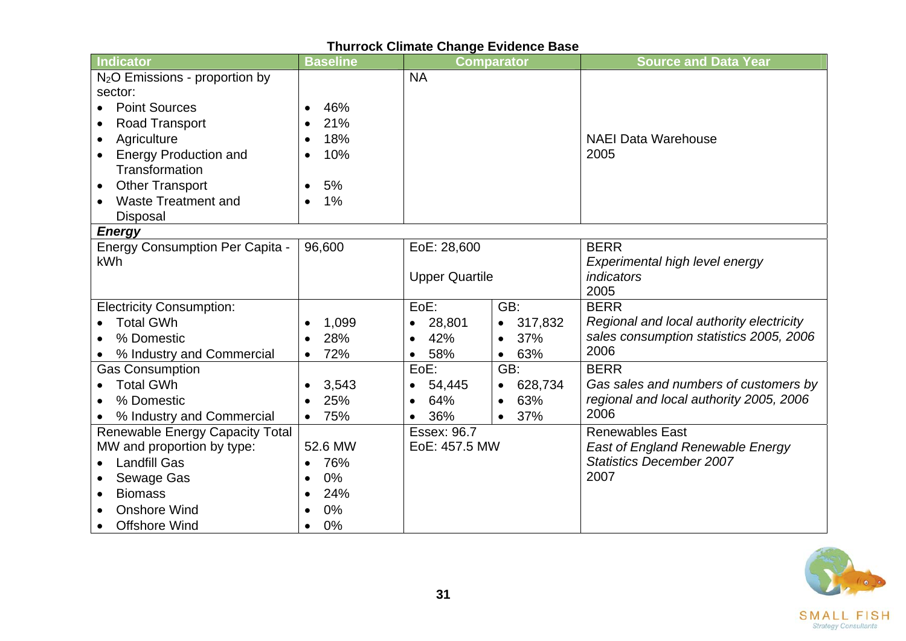**Thurrock Climate Change Evidence Base**

| Indicator | Baseline | Comparator | | Source and Data Year |
|---|---|---|---|---|
| $N_2O$ Emissions - proportion by sector:<br>• Point Sources<br>• Road Transport<br>• Agriculture<br>• Energy Production and Transformation<br>• Other Transport<br>• Waste Treatment and Disposal | <br>• 46%<br>• 21%<br>• 18%<br>• 10%<br>• 5%<br>• 1% | NA | | NAEI Data Warehouse<br>2005 |
| ***Energy*** | | | | |
| Energy Consumption Per Capita - kWh | 96,600 | EoE: 28,600<br><br>Upper Quartile | | BERR<br>*Experimental high level energy indicators*<br>2005 |
| Electricity Consumption:<br>• Total GWh<br>• % Domestic<br>• % Industry and Commercial | <br>• 1,099<br>• 28%<br>• 72% | EoE:<br>• 28,801<br>• 42%<br>• 58% | GB:<br>• 317,832<br>• 37%<br>• 63% | BERR<br>*Regional and local authority electricity sales consumption statistics 2005, 2006*<br>2006 |
| Gas Consumption<br>• Total GWh<br>• % Domestic<br>• % Industry and Commercial | <br>• 3,543<br>• 25%<br>• 75% | EoE:<br>• 54,445<br>• 64%<br>• 36% | GB:<br>• 628,734<br>• 63%<br>• 37% | BERR<br>*Gas sales and numbers of customers by regional and local authority 2005, 2006*<br>2006 |
| Renewable Energy Capacity Total MW and proportion by type:<br>• Landfill Gas<br>• Sewage Gas<br>• Biomass<br>• Onshore Wind<br>• Offshore Wind | 52.6 MW<br>• 76%<br>• 0%<br>• 24%<br>• 0%<br>• 0% | Essex: 96.7<br>EoE: 457.5 MW | | Renewables East<br>*East of England Renewable Energy Statistics December 2007*<br>2007 |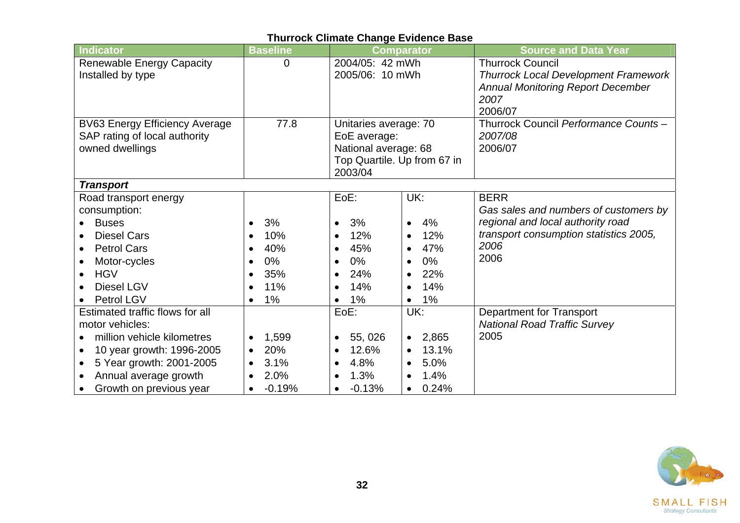**Thurrock Climate Change Evidence Base**

| Indicator | Baseline | Comparator | | Source and Data Year |
|---|---|---|---|---|
| Renewable Energy Capacity Installed by type | 0 | 2004/05: 42 mWh<br>2005/06: 10 mWh | | Thurrock Council<br>*Thurrock Local Development Framework Annual Monitoring Report December 2007*<br>2006/07 |
| BV63 Energy Efficiency Average SAP rating of local authority owned dwellings | 77.8 | Unitaries average: 70<br>EoE average:<br>National average: 68<br>Top Quartile. Up from 67 in 2003/04 | | Thurrock Council *Performance Counts – 2007/08*<br>2006/07 |
| ***Transport*** | | | | |
| Road transport energy consumption:<br>• Buses<br>• Diesel Cars<br>• Petrol Cars<br>• Motor-cycles<br>• HGV<br>• Diesel LGV<br>• Petrol LGV | <br><br>• 3%<br>• 10%<br>• 40%<br>• 0%<br>• 35%<br>• 11%<br>• 1% | EoE:<br><br>• 3%<br>• 12%<br>• 45%<br>• 0%<br>• 24%<br>• 14%<br>• 1% | UK:<br><br>• 4%<br>• 12%<br>• 47%<br>• 0%<br>• 22%<br>• 14%<br>• 1% | BERR<br>*Gas sales and numbers of customers by regional and local authority road transport consumption statistics 2005, 2006*<br>2006 |
| Estimated traffic flows for all motor vehicles:<br>• million vehicle kilometres<br>• 10 year growth: 1996-2005<br>• 5 Year growth: 2001-2005<br>• Annual average growth<br>• Growth on previous year | <br><br>• 1,599<br>• 20%<br>• 3.1%<br>• 2.0%<br>• -0.19% | EoE:<br><br>• 55, 026<br>• 12.6%<br>• 4.8%<br>• 1.3%<br>• -0.13% | UK:<br><br>• 2,865<br>• 13.1%<br>• 5.0%<br>• 1.4%<br>• 0.24% | Department for Transport<br>*National Road Traffic Survey*<br>2005 |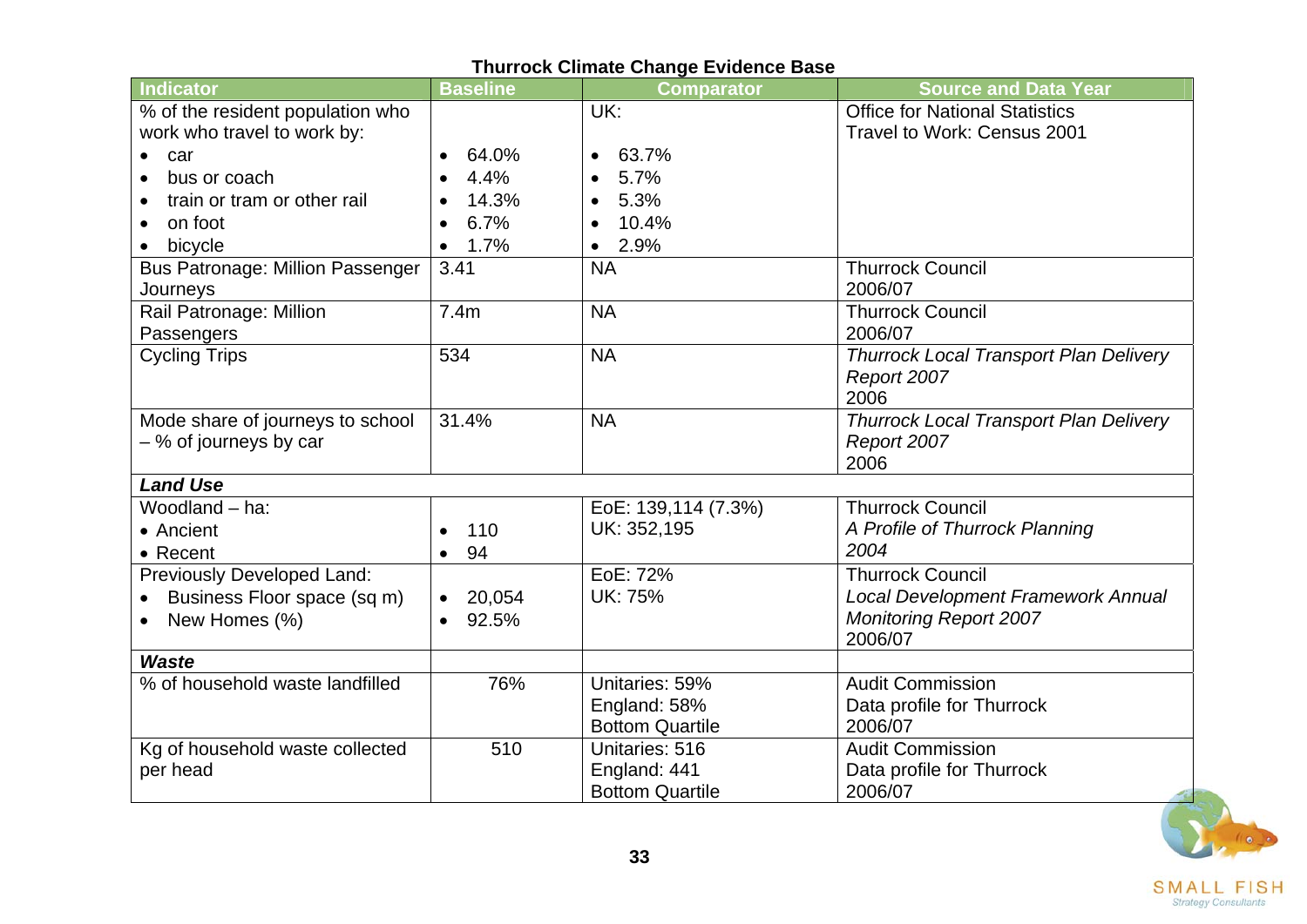**Thurrock Climate Change Evidence Base**

| Indicator | Baseline | Comparator | Source and Data Year |
|---|---|---|---|
| % of the resident population who work who travel to work by:<br>• car<br>• bus or coach<br>• train or tram or other rail<br>• on foot<br>• bicycle | <br><br>• 64.0%<br>• 4.4%<br>• 14.3%<br>• 6.7%<br>• 1.7% | UK:<br><br>• 63.7%<br>• 5.7%<br>• 5.3%<br>• 10.4%<br>• 2.9% | Office for National Statistics<br>Travel to Work: Census 2001 |
| Bus Patronage: Million Passenger Journeys | 3.41 | NA | Thurrock Council<br>2006/07 |
| Rail Patronage: Million Passengers | 7.4m | NA | Thurrock Council<br>2006/07 |
| Cycling Trips | 534 | NA | *Thurrock Local Transport Plan Delivery Report 2007*<br>2006 |
| Mode share of journeys to school – % of journeys by car | 31.4% | NA | *Thurrock Local Transport Plan Delivery Report 2007*<br>2006 |
| ***Land Use*** | | | |
| Woodland – ha:<br>• Ancient<br>• Recent | <br>• 110<br>• 94 | EoE: 139,114 (7.3%)<br>UK: 352,195 | Thurrock Council<br>*A Profile of Thurrock Planning*<br>*2004* |
| Previously Developed Land:<br>• Business Floor space (sq m)<br>• New Homes (%) | <br>• 20,054<br>• 92.5% | EoE: 72%<br>UK: 75% | Thurrock Council<br>*Local Development Framework Annual Monitoring Report 2007*<br>2006/07 |
| ***Waste*** | | | |
| % of household waste landfilled | 76% | Unitaries: 59%<br>England: 58%<br>Bottom Quartile | Audit Commission<br>Data profile for Thurrock<br>2006/07 |
| Kg of household waste collected per head | 510 | Unitaries: 516<br>England: 441<br>Bottom Quartile | Audit Commission<br>Data profile for Thurrock<br>2006/07 |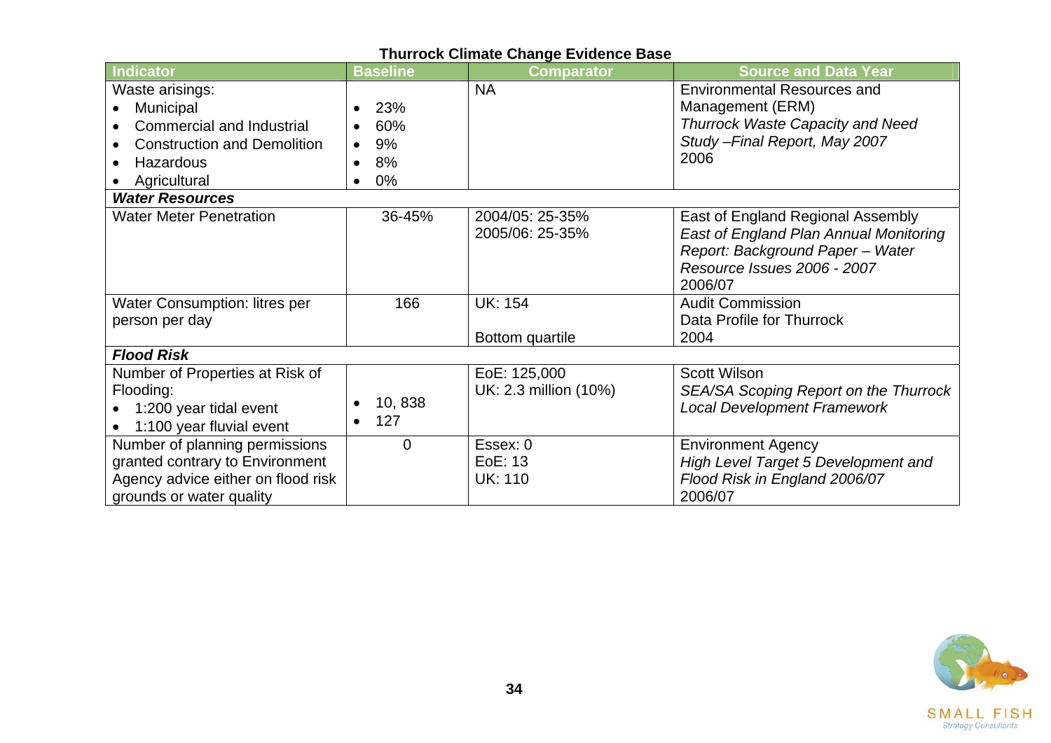**Thurrock Climate Change Evidence Base**

| Indicator | Baseline | Comparator | Source and Data Year |
|---|---|---|---|
| Waste arisings:<br>• Municipal<br>• Commercial and Industrial<br>• Construction and Demolition<br>• Hazardous<br>• Agricultural | <br>• 23%<br>• 60%<br>• 9%<br>• 8%<br>• 0% | NA | Environmental Resources and Management (ERM)<br>*Thurrock Waste Capacity and Need Study –Final Report, May 2007*<br>2006 |
| ***Water Resources*** | | | |
| Water Meter Penetration | 36-45% | 2004/05: 25-35%<br>2005/06: 25-35% | East of England Regional Assembly<br>*East of England Plan Annual Monitoring Report: Background Paper – Water Resource Issues 2006 - 2007*<br>2006/07 |
| Water Consumption: litres per person per day | 166 | UK: 154<br><br>Bottom quartile | Audit Commission<br>Data Profile for Thurrock<br>2004 |
| ***Flood Risk*** | | | |
| Number of Properties at Risk of Flooding:<br>• 1:200 year tidal event<br>• 1:100 year fluvial event | <br>• 10, 838<br>• 127 | EoE: 125,000<br>UK: 2.3 million (10%) | Scott Wilson<br>*SEA/SA Scoping Report on the Thurrock Local Development Framework* |
| Number of planning permissions granted contrary to Environment Agency advice either on flood risk grounds or water quality | 0 | Essex: 0<br>EoE: 13<br>UK: 110 | Environment Agency<br>*High Level Target 5 Development and Flood Risk in England 2006/07*<br>2006/07 |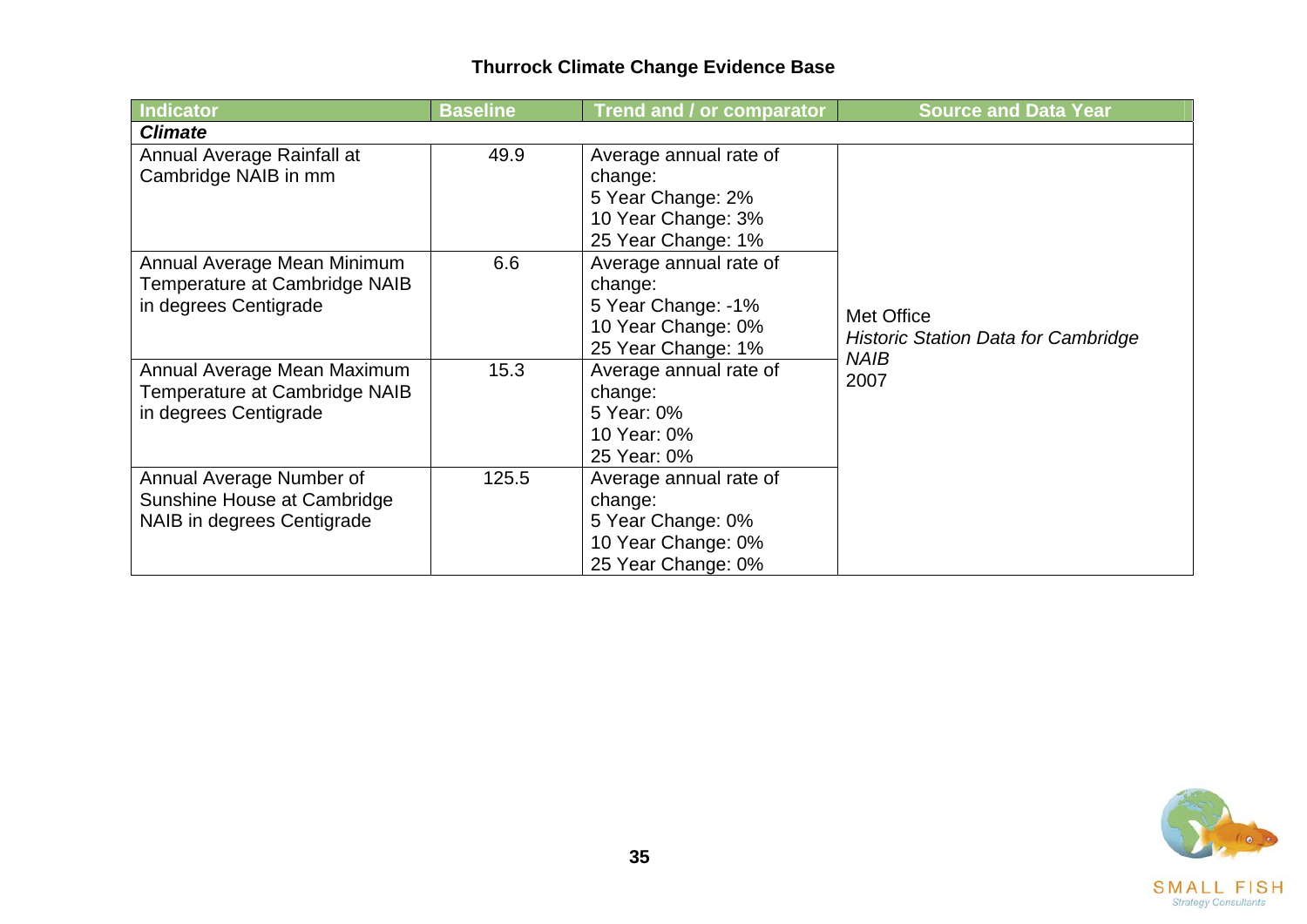# Thurrock Climate Change Evidence Base

| Indicator | Baseline | Trend and / or comparator | Source and Data Year |
|---|---|---|---|
| ***Climate*** | | | |
| Annual Average Rainfall at Cambridge NAIB in mm | 49.9 | Average annual rate of change:<br>5 Year Change: 2%<br>10 Year Change: 3%<br>25 Year Change: 1% | Met Office<br>*Historic Station Data for Cambridge NAIB*<br>2007 |
| Annual Average Mean Minimum Temperature at Cambridge NAIB in degrees Centigrade | 6.6 | Average annual rate of change:<br>5 Year Change: -1%<br>10 Year Change: 0%<br>25 Year Change: 1% | |
| Annual Average Mean Maximum Temperature at Cambridge NAIB in degrees Centigrade | 15.3 | Average annual rate of change:<br>5 Year: 0%<br>10 Year: 0%<br>25 Year: 0% | |
| Annual Average Number of Sunshine House at Cambridge NAIB in degrees Centigrade | 125.5 | Average annual rate of change:<br>5 Year Change: 0%<br>10 Year Change: 0%<br>25 Year Change: 0% | |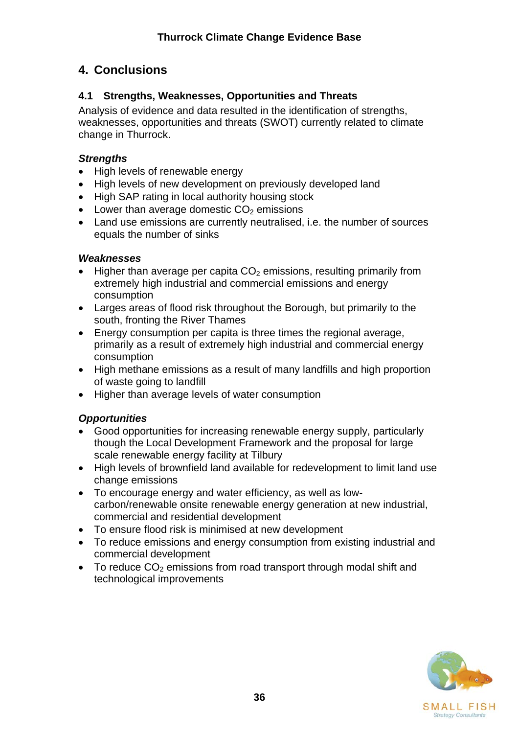# 4. Conclusions

## 4.1 Strengths, Weaknesses, Opportunities and Threats

Analysis of evidence and data resulted in the identification of strengths, weaknesses, opportunities and threats (SWOT) currently related to climate change in Thurrock.

### *Strengths*

- High levels of renewable energy
- High levels of new development on previously developed land
- High SAP rating in local authority housing stock
- Lower than average domestic $CO_2$ emissions
- Land use emissions are currently neutralised, i.e. the number of sources equals the number of sinks

### *Weaknesses*

- Higher than average per capita $CO_2$ emissions, resulting primarily from extremely high industrial and commercial emissions and energy consumption
- Larges areas of flood risk throughout the Borough, but primarily to the south, fronting the River Thames
- Energy consumption per capita is three times the regional average, primarily as a result of extremely high industrial and commercial energy consumption
- High methane emissions as a result of many landfills and high proportion of waste going to landfill
- Higher than average levels of water consumption

### *Opportunities*

- Good opportunities for increasing renewable energy supply, particularly though the Local Development Framework and the proposal for large scale renewable energy facility at Tilbury
- High levels of brownfield land available for redevelopment to limit land use change emissions
- To encourage energy and water efficiency, as well as low-carbon/renewable onsite renewable energy generation at new industrial, commercial and residential development
- To ensure flood risk is minimised at new development
- To reduce emissions and energy consumption from existing industrial and commercial development
- To reduce $CO_2$ emissions from road transport through modal shift and technological improvements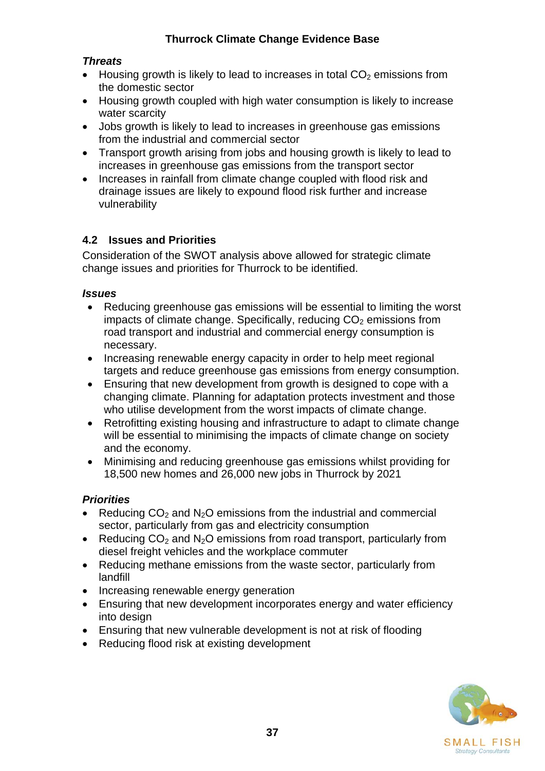*Threats*

- Housing growth is likely to lead to increases in total $CO_2$ emissions from the domestic sector
- Housing growth coupled with high water consumption is likely to increase water scarcity
- Jobs growth is likely to lead to increases in greenhouse gas emissions from the industrial and commercial sector
- Transport growth arising from jobs and housing growth is likely to lead to increases in greenhouse gas emissions from the transport sector
- Increases in rainfall from climate change coupled with flood risk and drainage issues are likely to expound flood risk further and increase vulnerability

## 4.2 Issues and Priorities

Consideration of the SWOT analysis above allowed for strategic climate change issues and priorities for Thurrock to be identified.

*Issues*

- Reducing greenhouse gas emissions will be essential to limiting the worst impacts of climate change. Specifically, reducing $CO_2$ emissions from road transport and industrial and commercial energy consumption is necessary.
- Increasing renewable energy capacity in order to help meet regional targets and reduce greenhouse gas emissions from energy consumption.
- Ensuring that new development from growth is designed to cope with a changing climate. Planning for adaptation protects investment and those who utilise development from the worst impacts of climate change.
- Retrofitting existing housing and infrastructure to adapt to climate change will be essential to minimising the impacts of climate change on society and the economy.
- Minimising and reducing greenhouse gas emissions whilst providing for 18,500 new homes and 26,000 new jobs in Thurrock by 2021

*Priorities*

- Reducing $CO_2$ and $N_2O$ emissions from the industrial and commercial sector, particularly from gas and electricity consumption
- Reducing $CO_2$ and $N_2O$ emissions from road transport, particularly from diesel freight vehicles and the workplace commuter
- Reducing methane emissions from the waste sector, particularly from landfill
- Increasing renewable energy generation
- Ensuring that new development incorporates energy and water efficiency into design
- Ensuring that new vulnerable development is not at risk of flooding
- Reducing flood risk at existing development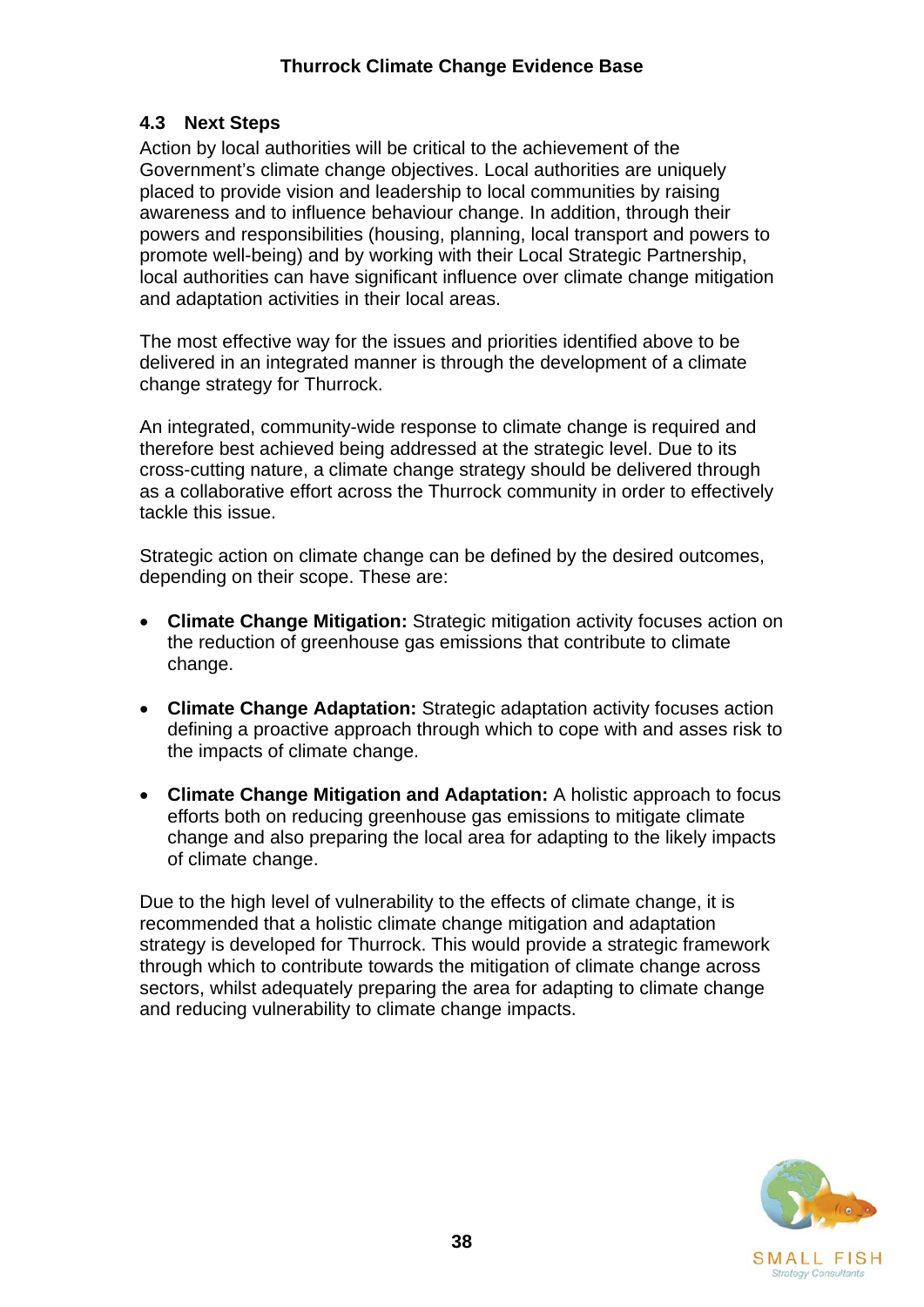## 4.3 Next Steps

Action by local authorities will be critical to the achievement of the Government's climate change objectives. Local authorities are uniquely placed to provide vision and leadership to local communities by raising awareness and to influence behaviour change. In addition, through their powers and responsibilities (housing, planning, local transport and powers to promote well-being) and by working with their Local Strategic Partnership, local authorities can have significant influence over climate change mitigation and adaptation activities in their local areas.

The most effective way for the issues and priorities identified above to be delivered in an integrated manner is through the development of a climate change strategy for Thurrock.

An integrated, community-wide response to climate change is required and therefore best achieved being addressed at the strategic level. Due to its cross-cutting nature, a climate change strategy should be delivered through as a collaborative effort across the Thurrock community in order to effectively tackle this issue.

Strategic action on climate change can be defined by the desired outcomes, depending on their scope. These are:

- **Climate Change Mitigation:** Strategic mitigation activity focuses action on the reduction of greenhouse gas emissions that contribute to climate change.
- **Climate Change Adaptation:** Strategic adaptation activity focuses action defining a proactive approach through which to cope with and asses risk to the impacts of climate change.
- **Climate Change Mitigation and Adaptation:** A holistic approach to focus efforts both on reducing greenhouse gas emissions to mitigate climate change and also preparing the local area for adapting to the likely impacts of climate change.

Due to the high level of vulnerability to the effects of climate change, it is recommended that a holistic climate change mitigation and adaptation strategy is developed for Thurrock. This would provide a strategic framework through which to contribute towards the mitigation of climate change across sectors, whilst adequately preparing the area for adapting to climate change and reducing vulnerability to climate change impacts.